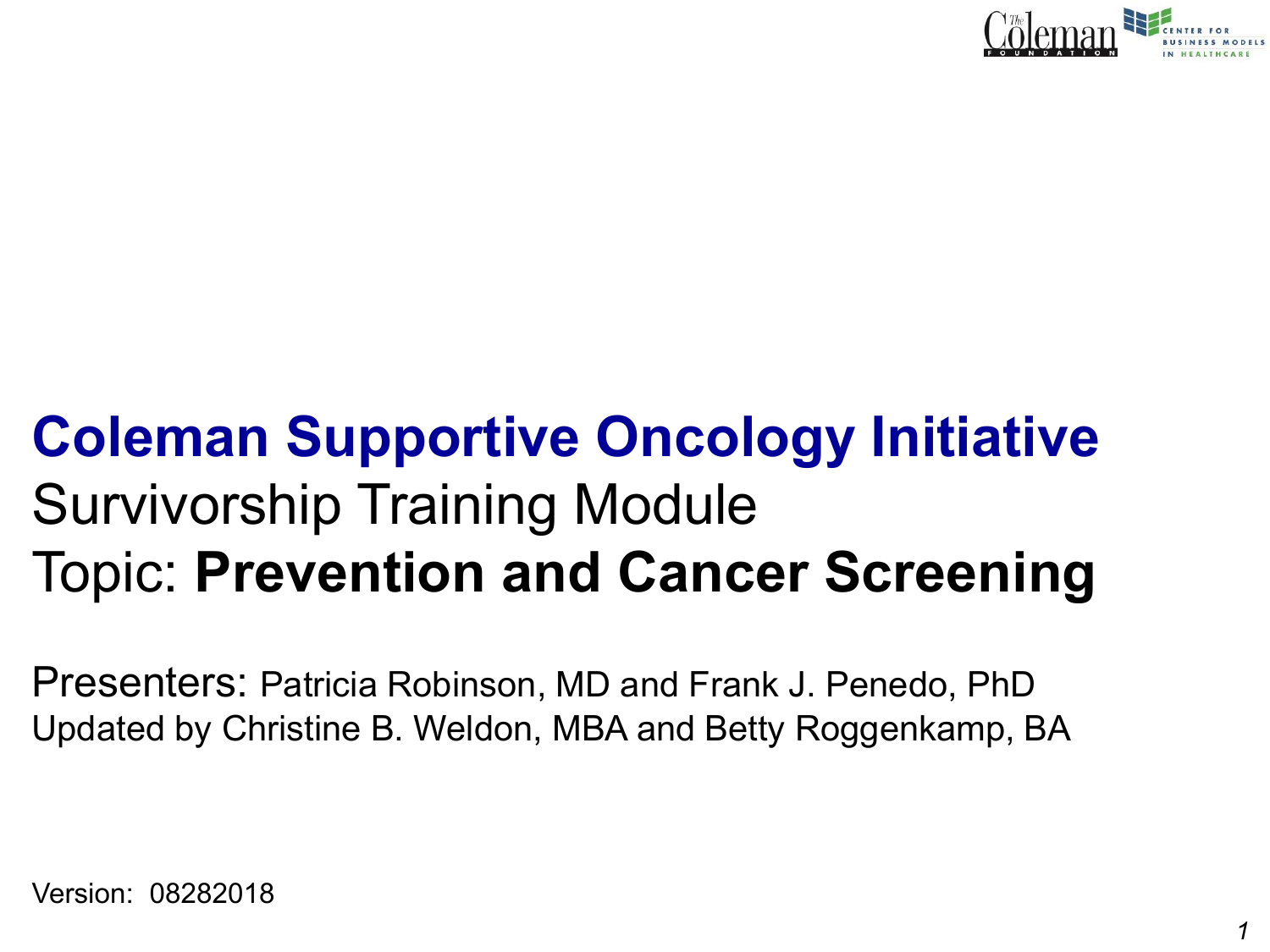# Coleman Supportive Oncology Initiative

## Survivorship Training Module

## Topic: **Prevention and Cancer Screening**

Presenters: Patricia Robinson, MD and Frank J. Penedo, PhD

Updated by Christine B. Weldon, MBA and Betty Roggenkamp, BA

Version: 08282018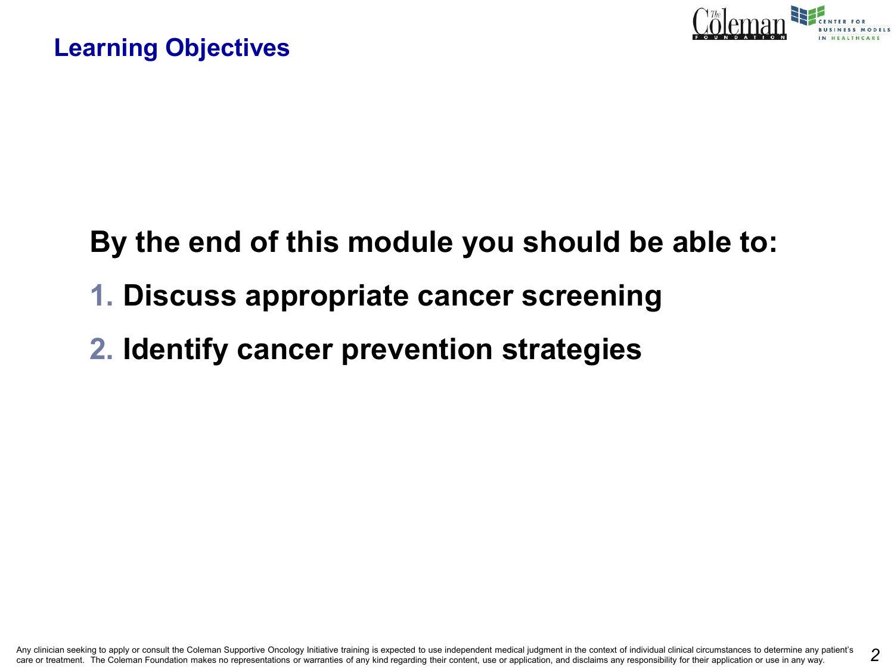# Learning Objectives

**By the end of this module you should be able to:**

1. **Discuss appropriate cancer screening**
2. **Identify cancer prevention strategies**

Any clinician seeking to apply or consult the Coleman Supportive Oncology Initiative training is expected to use independent medical judgment in the context of individual clinical circumstances to determine any patient's care or treatment. The Coleman Foundation makes no representations or warranties of any kind regarding their content, use or application, and disclaims any responsibility for their application or use in any way.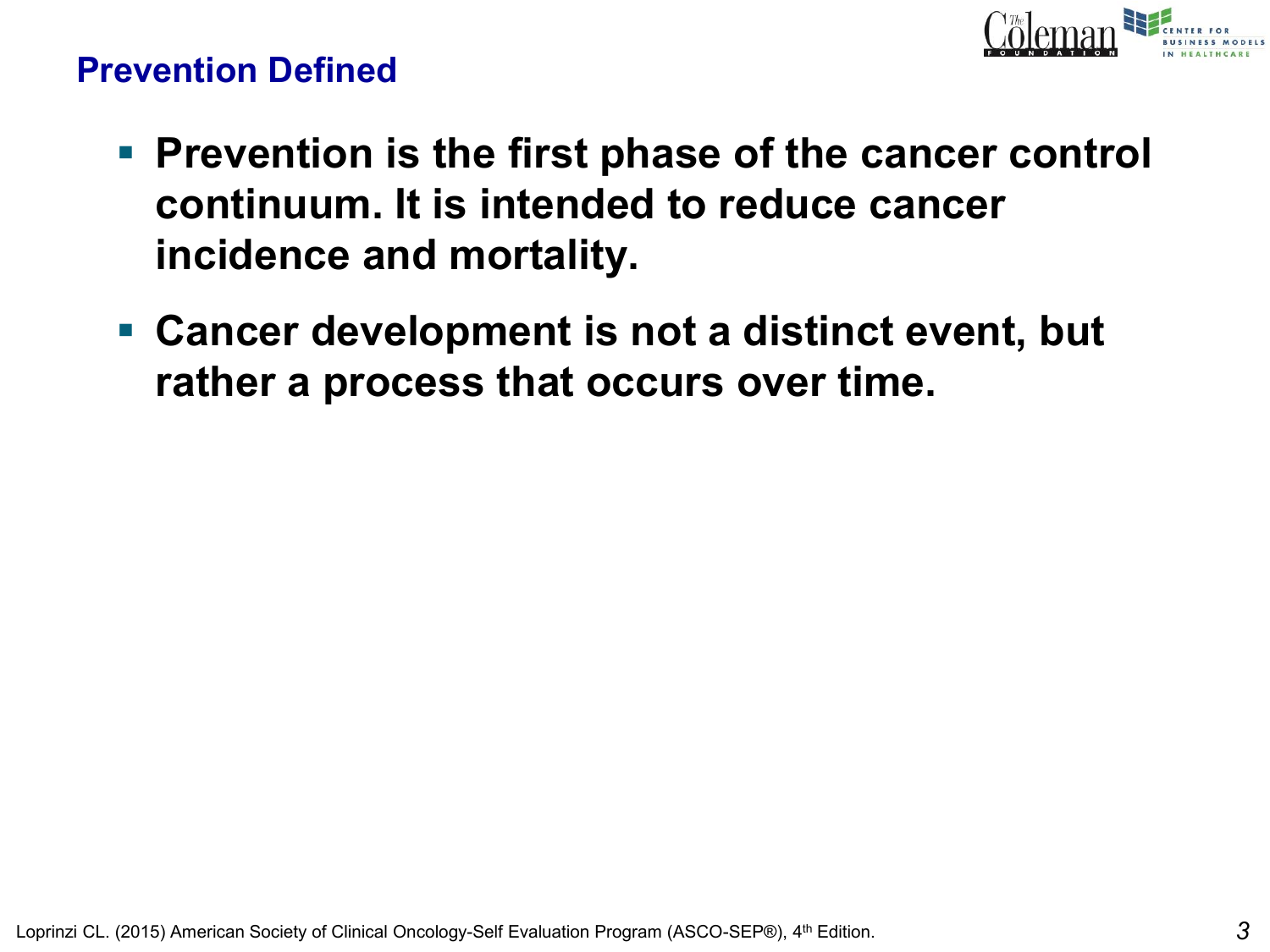## Prevention Defined

- **Prevention is the first phase of the cancer control continuum. It is intended to reduce cancer incidence and mortality.**
- **Cancer development is not a distinct event, but rather a process that occurs over time.**

Loprinzi CL. (2015) American Society of Clinical Oncology-Self Evaluation Program (ASCO-SEP®), 4th Edition.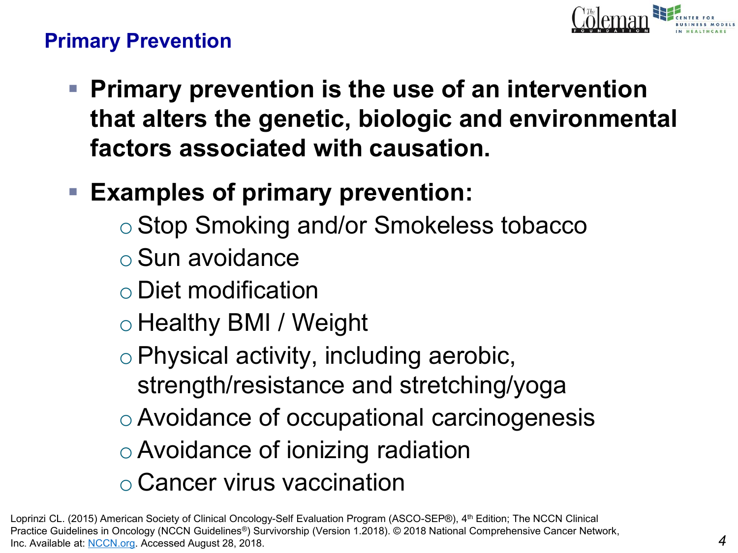## Primary Prevention

- **Primary prevention is the use of an intervention that alters the genetic, biologic and environmental factors associated with causation.**
- **Examples of primary prevention:**
  - Stop Smoking and/or Smokeless tobacco
  - Sun avoidance
  - Diet modification
  - Healthy BMI / Weight
  - Physical activity, including aerobic, strength/resistance and stretching/yoga
  - Avoidance of occupational carcinogenesis
  - Avoidance of ionizing radiation
  - Cancer virus vaccination

Loprinzi CL. (2015) American Society of Clinical Oncology-Self Evaluation Program (ASCO-SEP®), 4th Edition; The NCCN Clinical Practice Guidelines in Oncology (NCCN Guidelines®) Survivorship (Version 1.2018). © 2018 National Comprehensive Cancer Network, Inc. Available at: NCCN.org. Accessed August 28, 2018.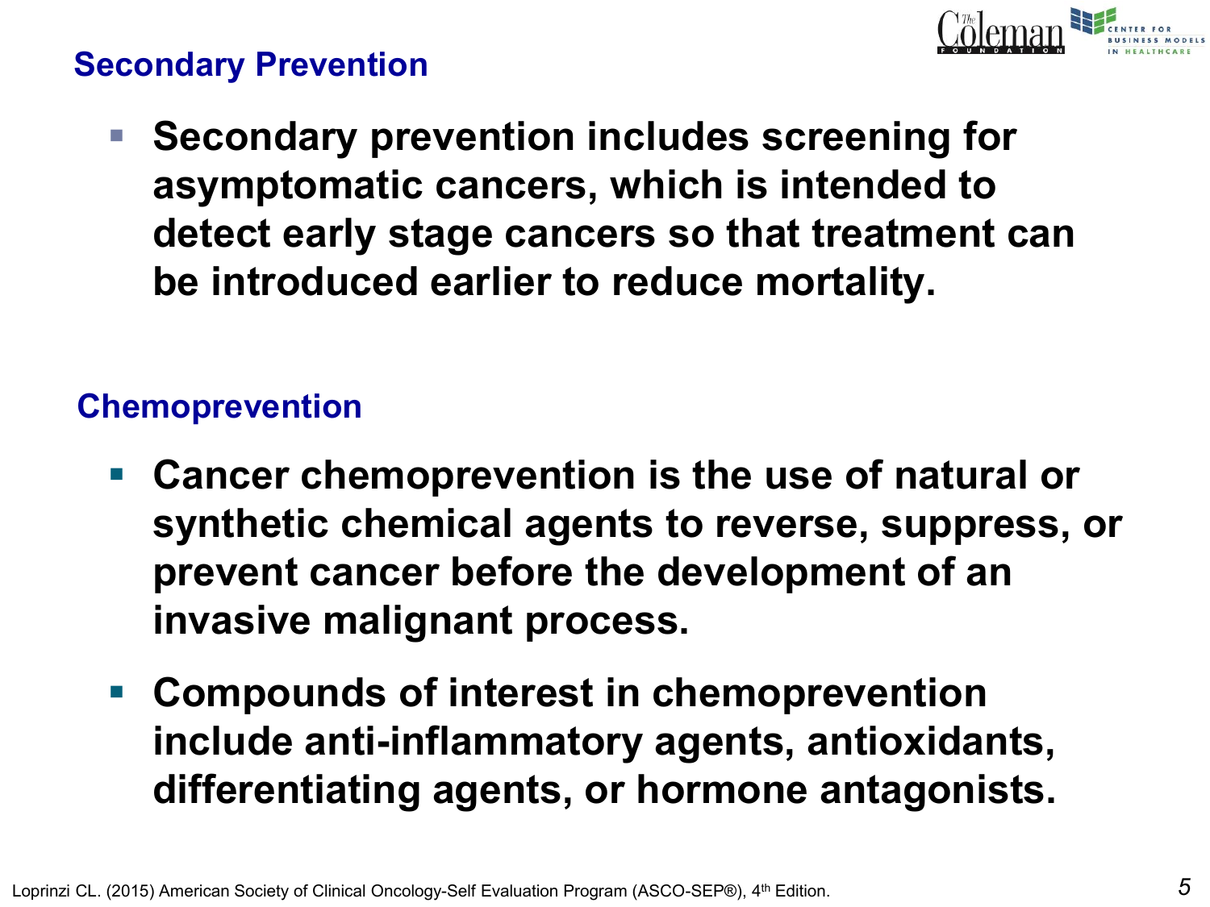## Secondary Prevention

- **Secondary prevention includes screening for asymptomatic cancers, which is intended to detect early stage cancers so that treatment can be introduced earlier to reduce mortality.**

## Chemoprevention

- **Cancer chemoprevention is the use of natural or synthetic chemical agents to reverse, suppress, or prevent cancer before the development of an invasive malignant process.**
- **Compounds of interest in chemoprevention include anti-inflammatory agents, antioxidants, differentiating agents, or hormone antagonists.**

Loprinzi CL. (2015) American Society of Clinical Oncology-Self Evaluation Program (ASCO-SEP®), 4th Edition.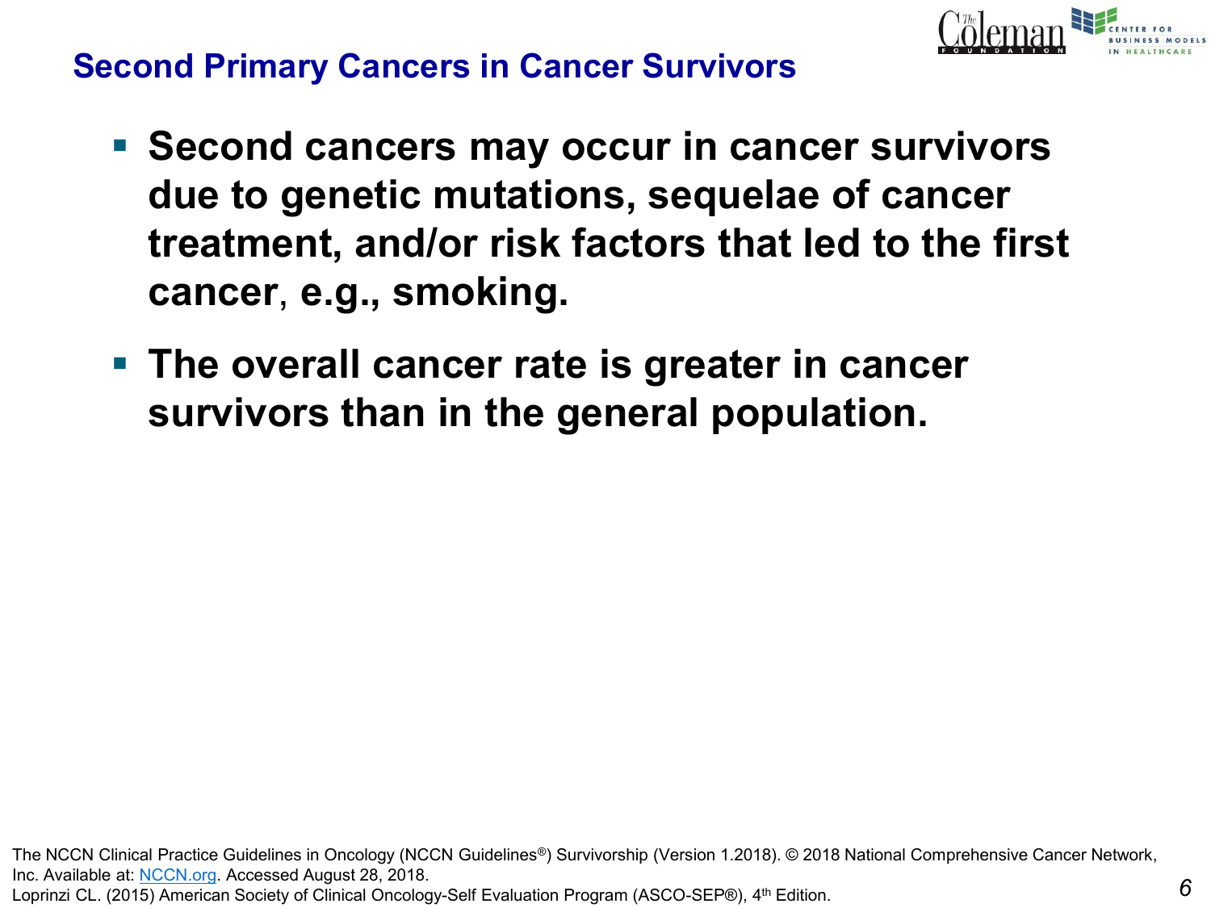## Second Primary Cancers in Cancer Survivors

- **Second cancers may occur in cancer survivors due to genetic mutations, sequelae of cancer treatment, and/or risk factors that led to the first cancer, e.g., smoking.**
- **The overall cancer rate is greater in cancer survivors than in the general population.**

The NCCN Clinical Practice Guidelines in Oncology (NCCN Guidelines®) Survivorship (Version 1.2018). © 2018 National Comprehensive Cancer Network, Inc. Available at: NCCN.org. Accessed August 28, 2018.
Loprinzi CL. (2015) American Society of Clinical Oncology-Self Evaluation Program (ASCO-SEP®), 4th Edition.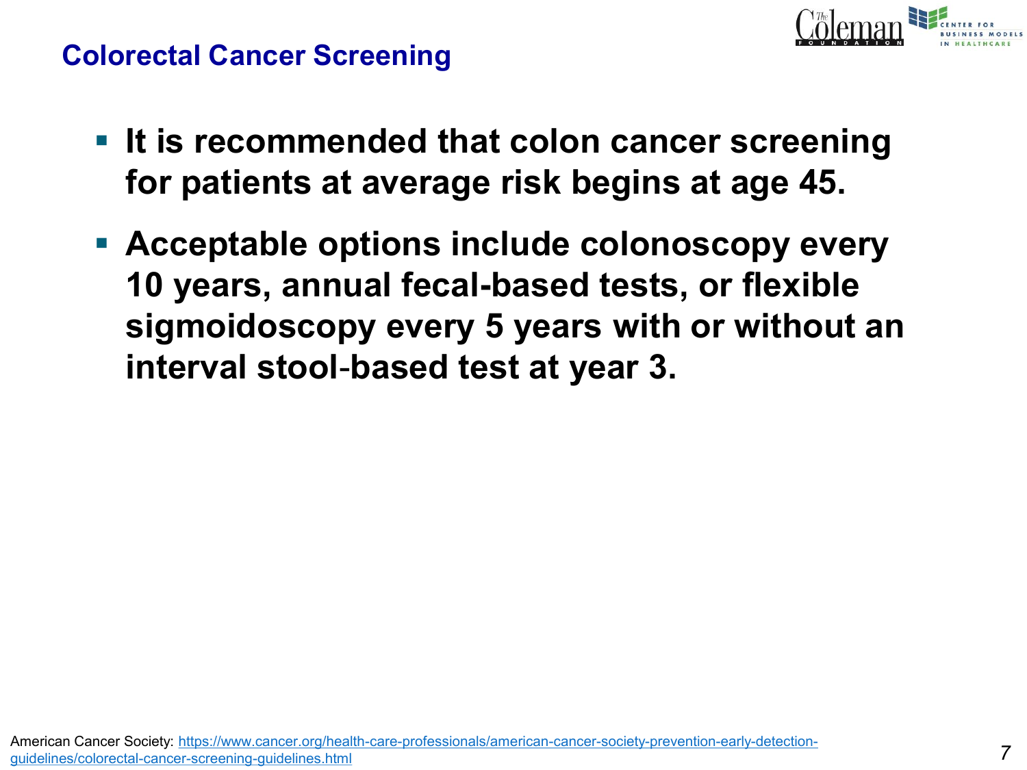## Colorectal Cancer Screening

- **It is recommended that colon cancer screening for patients at average risk begins at age 45.**
- **Acceptable options include colonoscopy every 10 years, annual fecal-based tests, or flexible sigmoidoscopy every 5 years with or without an interval stool-based test at year 3.**

American Cancer Society: [https://www.cancer.org/health-care-professionals/american-cancer-society-prevention-early-detection-guidelines/colorectal-cancer-screening-guidelines.html](https://www.cancer.org/health-care-professionals/american-cancer-society-prevention-early-detection-guidelines/colorectal-cancer-screening-guidelines.html)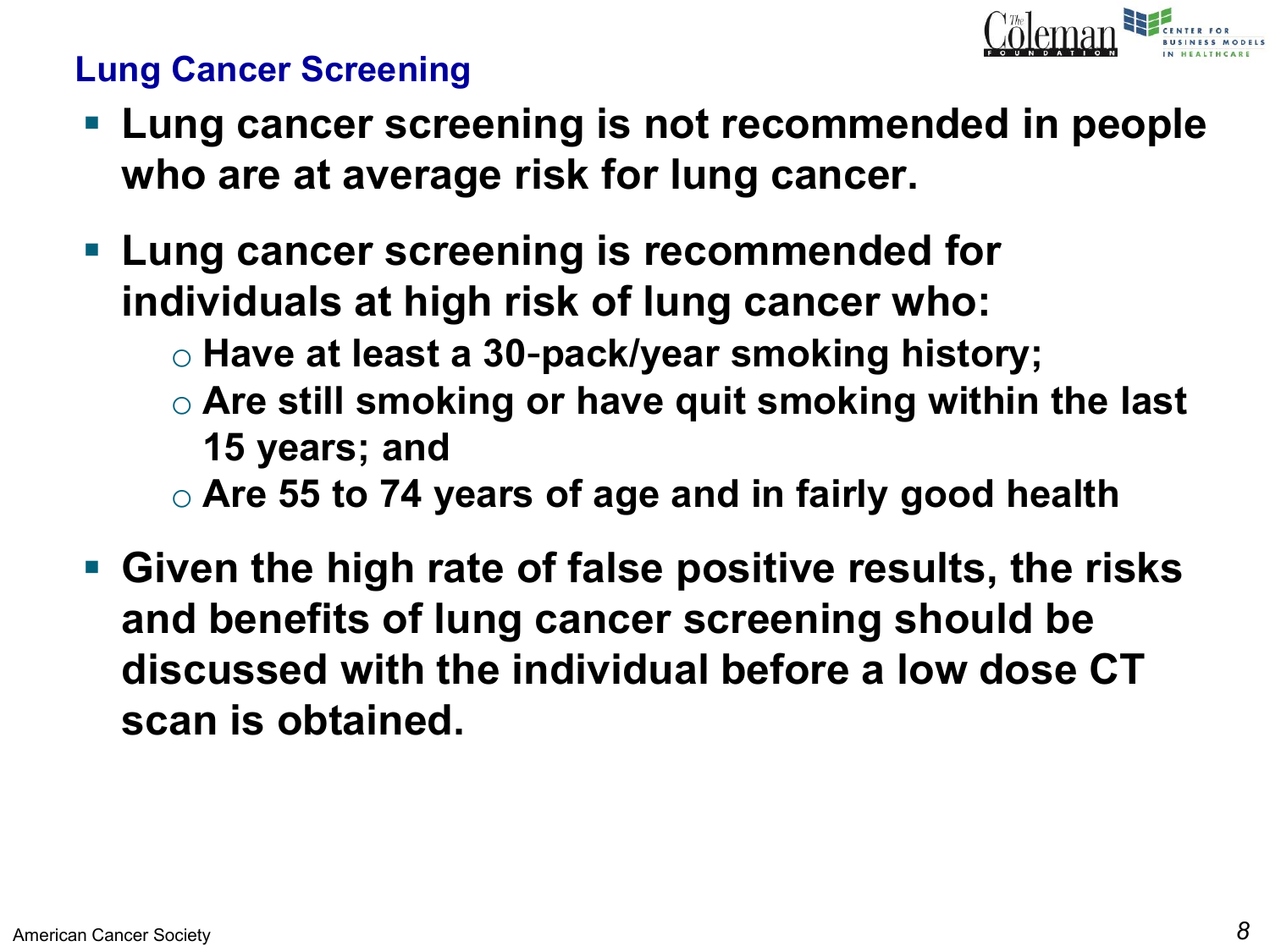## Lung Cancer Screening

- **Lung cancer screening is not recommended in people who are at average risk for lung cancer.**
- **Lung cancer screening is recommended for individuals at high risk of lung cancer who:**
  - **Have at least a 30-pack/year smoking history;**
  - **Are still smoking or have quit smoking within the last 15 years; and**
  - **Are 55 to 74 years of age and in fairly good health**
- **Given the high rate of false positive results, the risks and benefits of lung cancer screening should be discussed with the individual before a low dose CT scan is obtained.**

American Cancer Society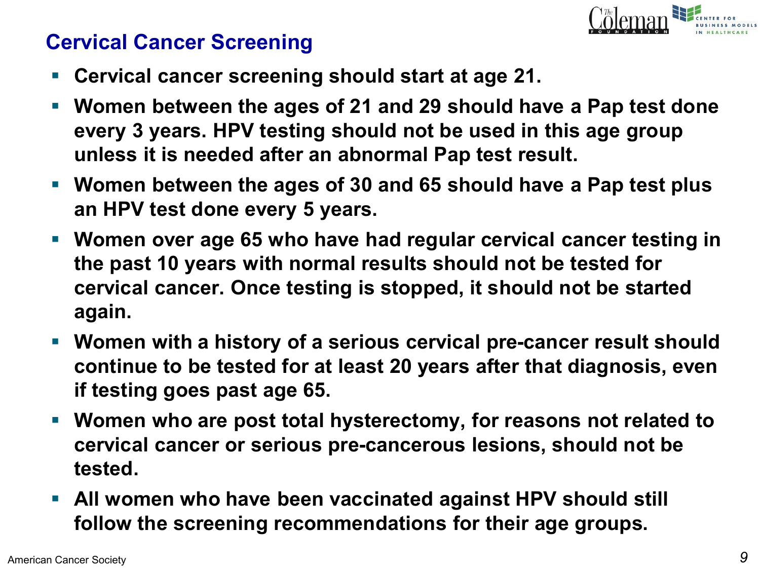## Cervical Cancer Screening

- **Cervical cancer screening should start at age 21.**
- **Women between the ages of 21 and 29 should have a Pap test done every 3 years. HPV testing should not be used in this age group unless it is needed after an abnormal Pap test result.**
- **Women between the ages of 30 and 65 should have a Pap test plus an HPV test done every 5 years.**
- **Women over age 65 who have had regular cervical cancer testing in the past 10 years with normal results should not be tested for cervical cancer. Once testing is stopped, it should not be started again.**
- **Women with a history of a serious cervical pre-cancer result should continue to be tested for at least 20 years after that diagnosis, even if testing goes past age 65.**
- **Women who are post total hysterectomy, for reasons not related to cervical cancer or serious pre-cancerous lesions, should not be tested.**
- **All women who have been vaccinated against HPV should still follow the screening recommendations for their age groups.**

American Cancer Society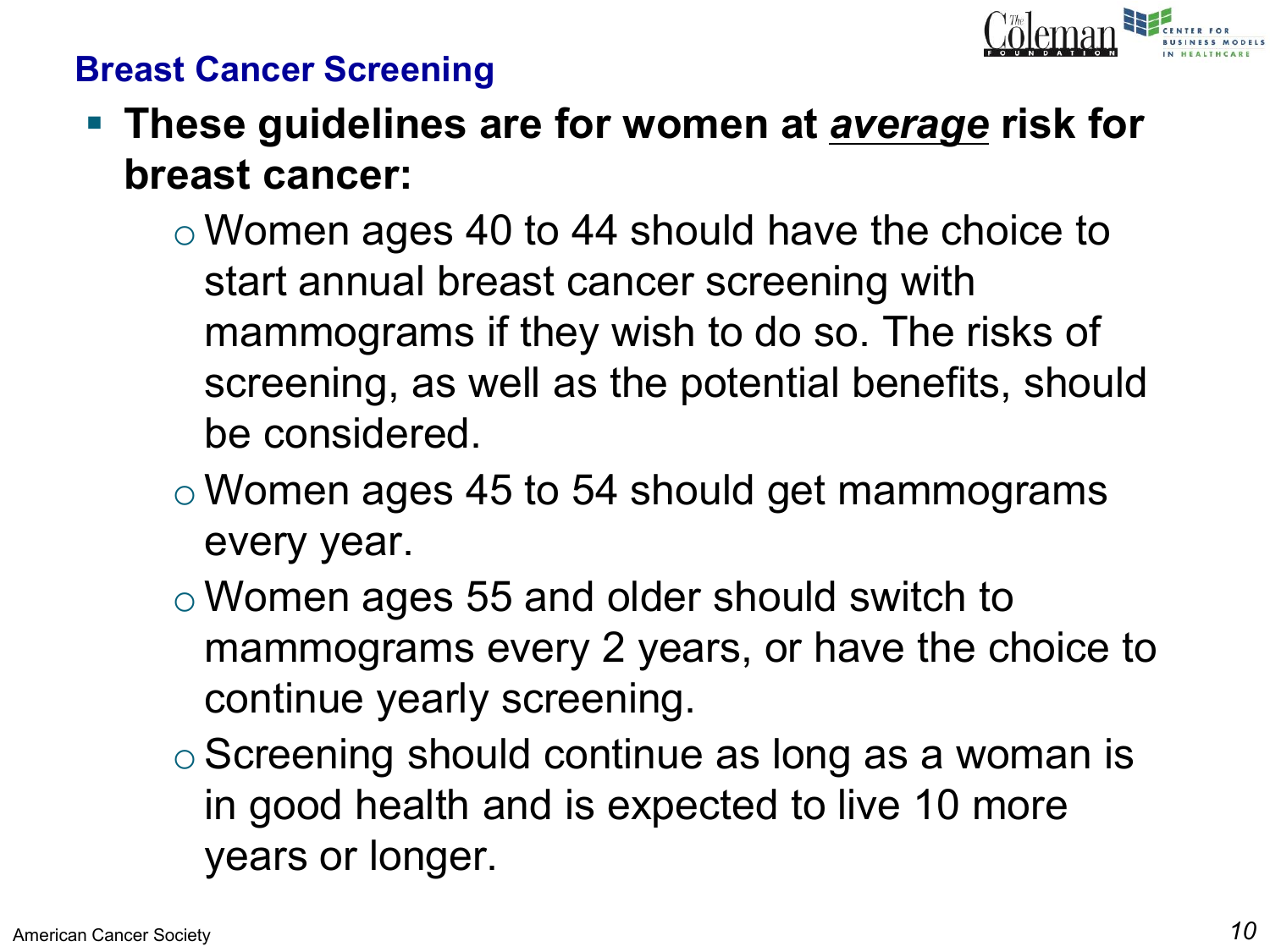## Breast Cancer Screening

- **These guidelines are for women at *average* risk for breast cancer:**
  - Women ages 40 to 44 should have the choice to start annual breast cancer screening with mammograms if they wish to do so. The risks of screening, as well as the potential benefits, should be considered.
  - Women ages 45 to 54 should get mammograms every year.
  - Women ages 55 and older should switch to mammograms every 2 years, or have the choice to continue yearly screening.
  - Screening should continue as long as a woman is in good health and is expected to live 10 more years or longer.

American Cancer Society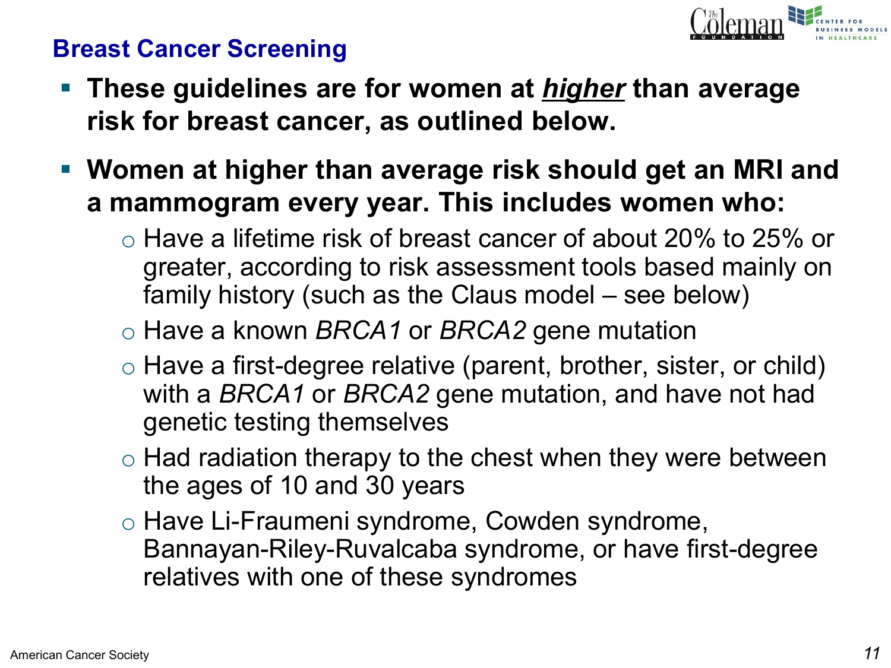## Breast Cancer Screening

- **These guidelines are for women at *higher* than average risk for breast cancer, as outlined below.**
- **Women at higher than average risk should get an MRI and a mammogram every year. This includes women who:**
  - Have a lifetime risk of breast cancer of about 20% to 25% or greater, according to risk assessment tools based mainly on family history (such as the Claus model – see below)
  - Have a known *BRCA1* or *BRCA2* gene mutation
  - Have a first-degree relative (parent, brother, sister, or child) with a *BRCA1* or *BRCA2* gene mutation, and have not had genetic testing themselves
  - Had radiation therapy to the chest when they were between the ages of 10 and 30 years
  - Have Li-Fraumeni syndrome, Cowden syndrome, Bannayan-Riley-Ruvalcaba syndrome, or have first-degree relatives with one of these syndromes

American Cancer Society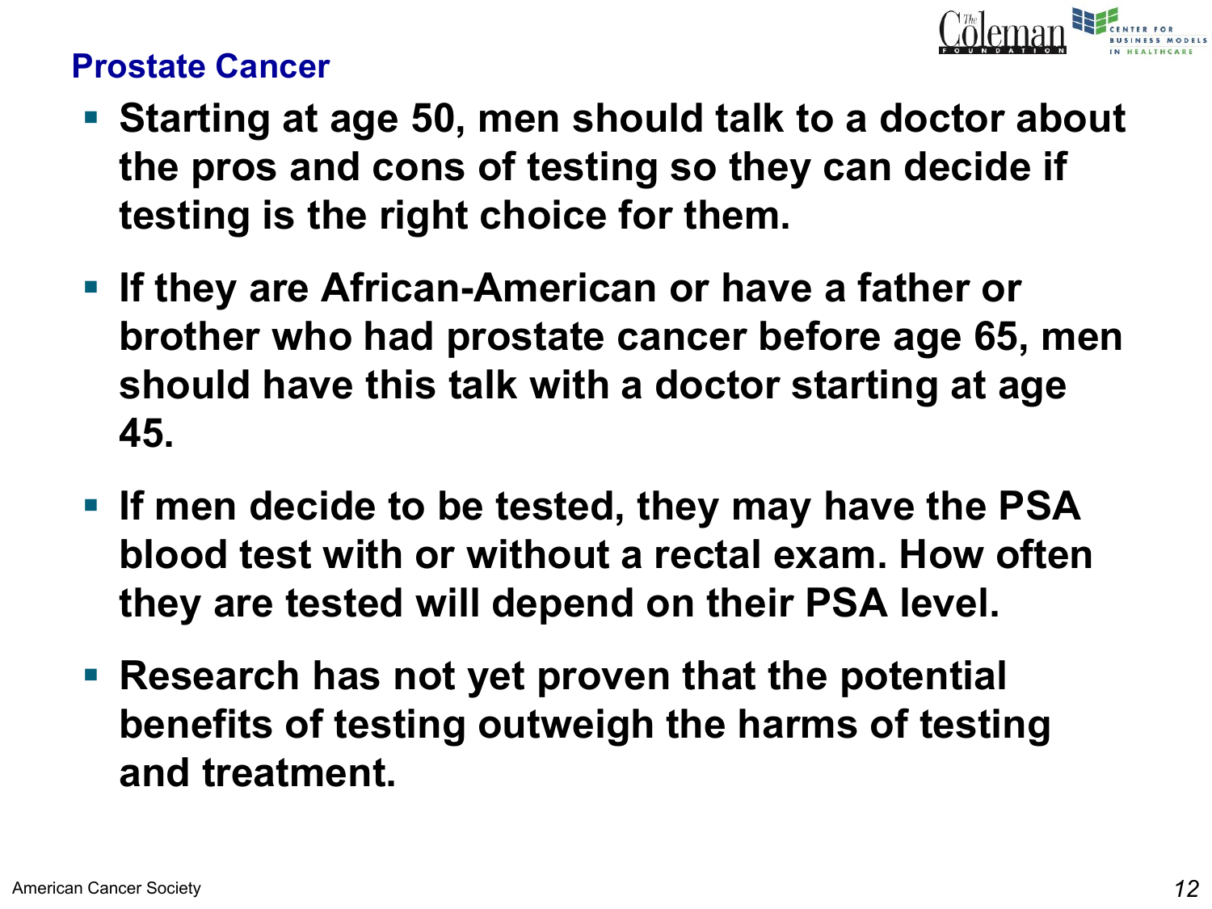## Prostate Cancer

- **Starting at age 50, men should talk to a doctor about the pros and cons of testing so they can decide if testing is the right choice for them.**
- **If they are African-American or have a father or brother who had prostate cancer before age 65, men should have this talk with a doctor starting at age 45.**
- **If men decide to be tested, they may have the PSA blood test with or without a rectal exam. How often they are tested will depend on their PSA level.**
- **Research has not yet proven that the potential benefits of testing outweigh the harms of testing and treatment.**

American Cancer Society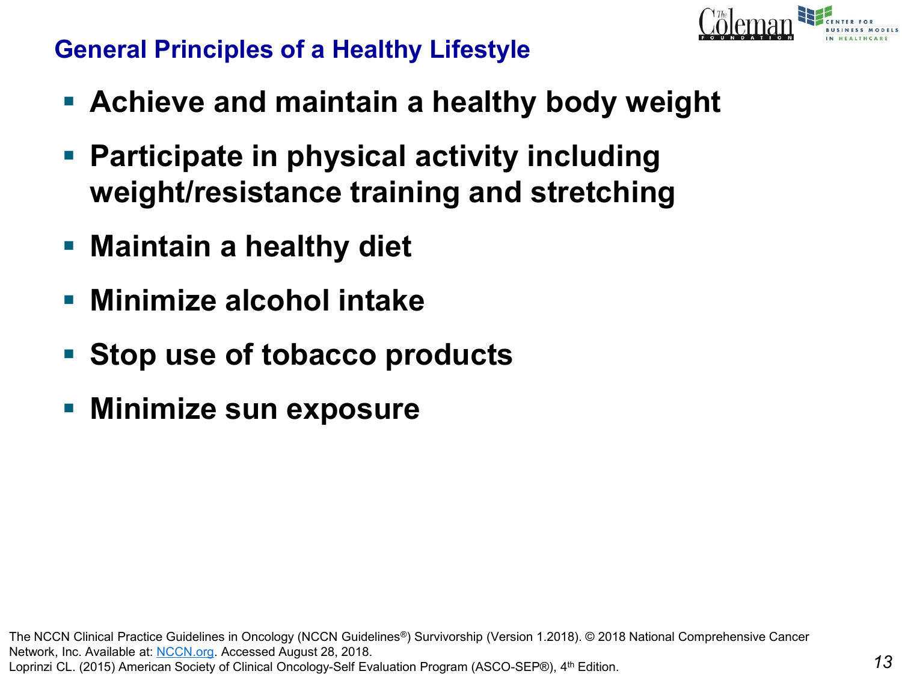## General Principles of a Healthy Lifestyle

- **Achieve and maintain a healthy body weight**
- **Participate in physical activity including weight/resistance training and stretching**
- **Maintain a healthy diet**
- **Minimize alcohol intake**
- **Stop use of tobacco products**
- **Minimize sun exposure**

The NCCN Clinical Practice Guidelines in Oncology (NCCN Guidelines®) Survivorship (Version 1.2018). © 2018 National Comprehensive Cancer Network, Inc. Available at: NCCN.org. Accessed August 28, 2018.
Loprinzi CL. (2015) American Society of Clinical Oncology-Self Evaluation Program (ASCO-SEP®), 4th Edition.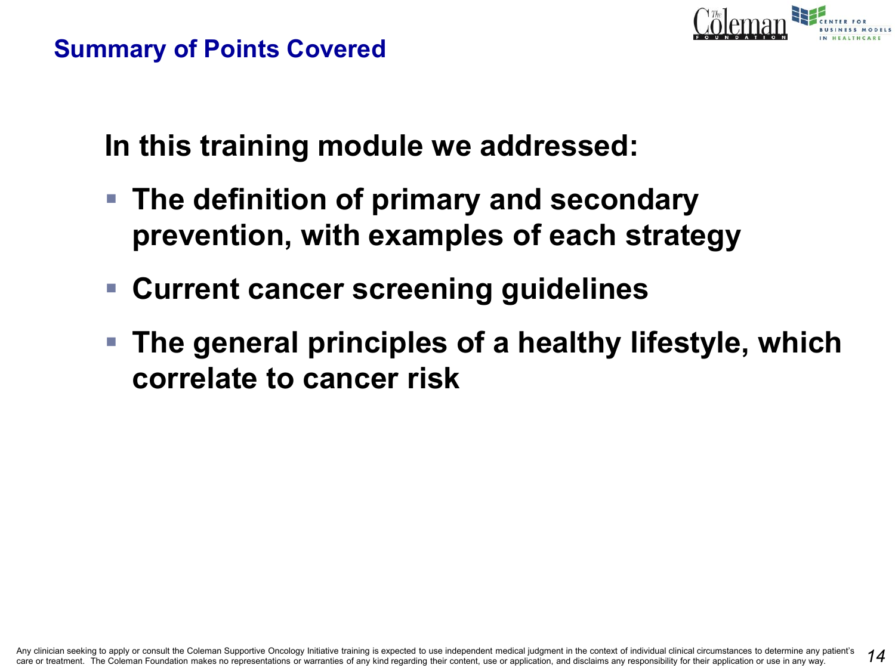## Summary of Points Covered

**In this training module we addressed:**

- **The definition of primary and secondary prevention, with examples of each strategy**
- **Current cancer screening guidelines**
- **The general principles of a healthy lifestyle, which correlate to cancer risk**

Any clinician seeking to apply or consult the Coleman Supportive Oncology Initiative training is expected to use independent medical judgment in the context of individual clinical circumstances to determine any patient's care or treatment. The Coleman Foundation makes no representations or warranties of any kind regarding their content, use or application, and disclaims any responsibility for their application or use in any way.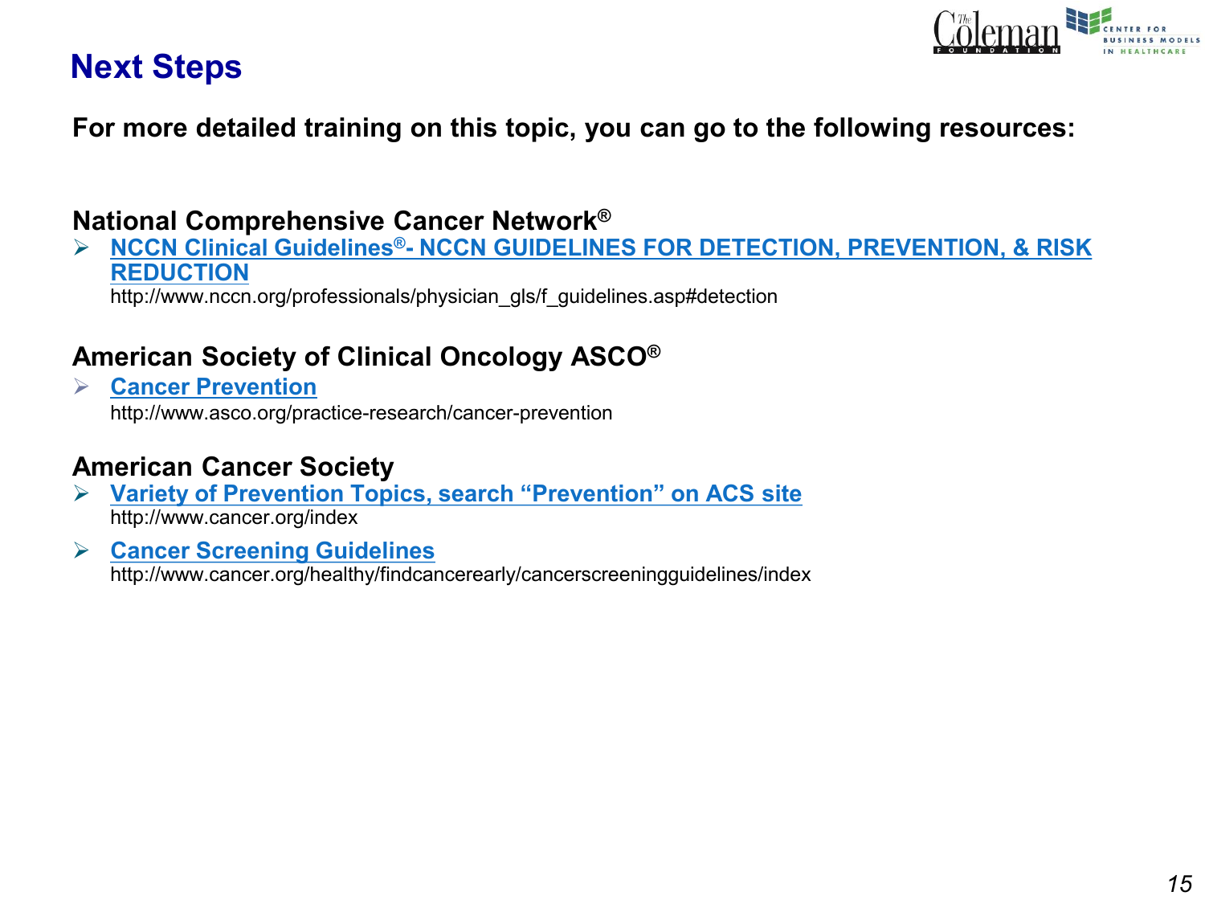# Next Steps

**For more detailed training on this topic, you can go to the following resources:**

### National Comprehensive Cancer Network®

- **NCCN Clinical Guidelines®- NCCN GUIDELINES FOR DETECTION, PREVENTION, & RISK REDUCTION**
  http://www.nccn.org/professionals/physician_gls/f_guidelines.asp#detection

### American Society of Clinical Oncology ASCO®

- **Cancer Prevention**
  http://www.asco.org/practice-research/cancer-prevention

### American Cancer Society

- **Variety of Prevention Topics, search "Prevention" on ACS site**
  http://www.cancer.org/index
- **Cancer Screening Guidelines**
  http://www.cancer.org/healthy/findcancerearly/cancerscreeningguidelines/index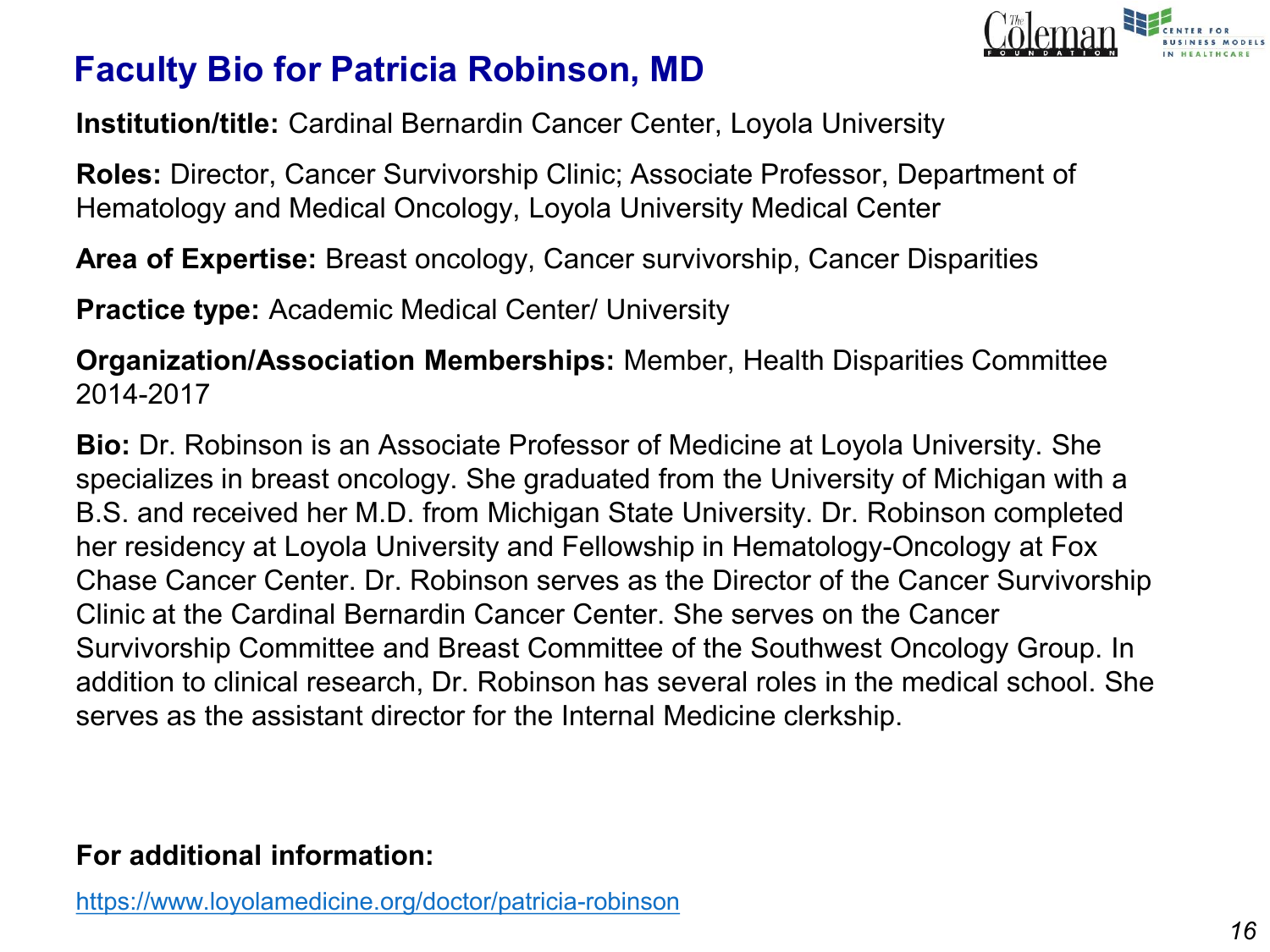# Faculty Bio for Patricia Robinson, MD

**Institution/title:** Cardinal Bernardin Cancer Center, Loyola University

**Roles:** Director, Cancer Survivorship Clinic; Associate Professor, Department of Hematology and Medical Oncology, Loyola University Medical Center

**Area of Expertise:** Breast oncology, Cancer survivorship, Cancer Disparities

**Practice type:** Academic Medical Center/ University

**Organization/Association Memberships:** Member, Health Disparities Committee 2014-2017

**Bio:** Dr. Robinson is an Associate Professor of Medicine at Loyola University. She specializes in breast oncology. She graduated from the University of Michigan with a B.S. and received her M.D. from Michigan State University. Dr. Robinson completed her residency at Loyola University and Fellowship in Hematology-Oncology at Fox Chase Cancer Center. Dr. Robinson serves as the Director of the Cancer Survivorship Clinic at the Cardinal Bernardin Cancer Center. She serves on the Cancer Survivorship Committee and Breast Committee of the Southwest Oncology Group. In addition to clinical research, Dr. Robinson has several roles in the medical school. She serves as the assistant director for the Internal Medicine clerkship.

**For additional information:**

https://www.loyolamedicine.org/doctor/patricia-robinson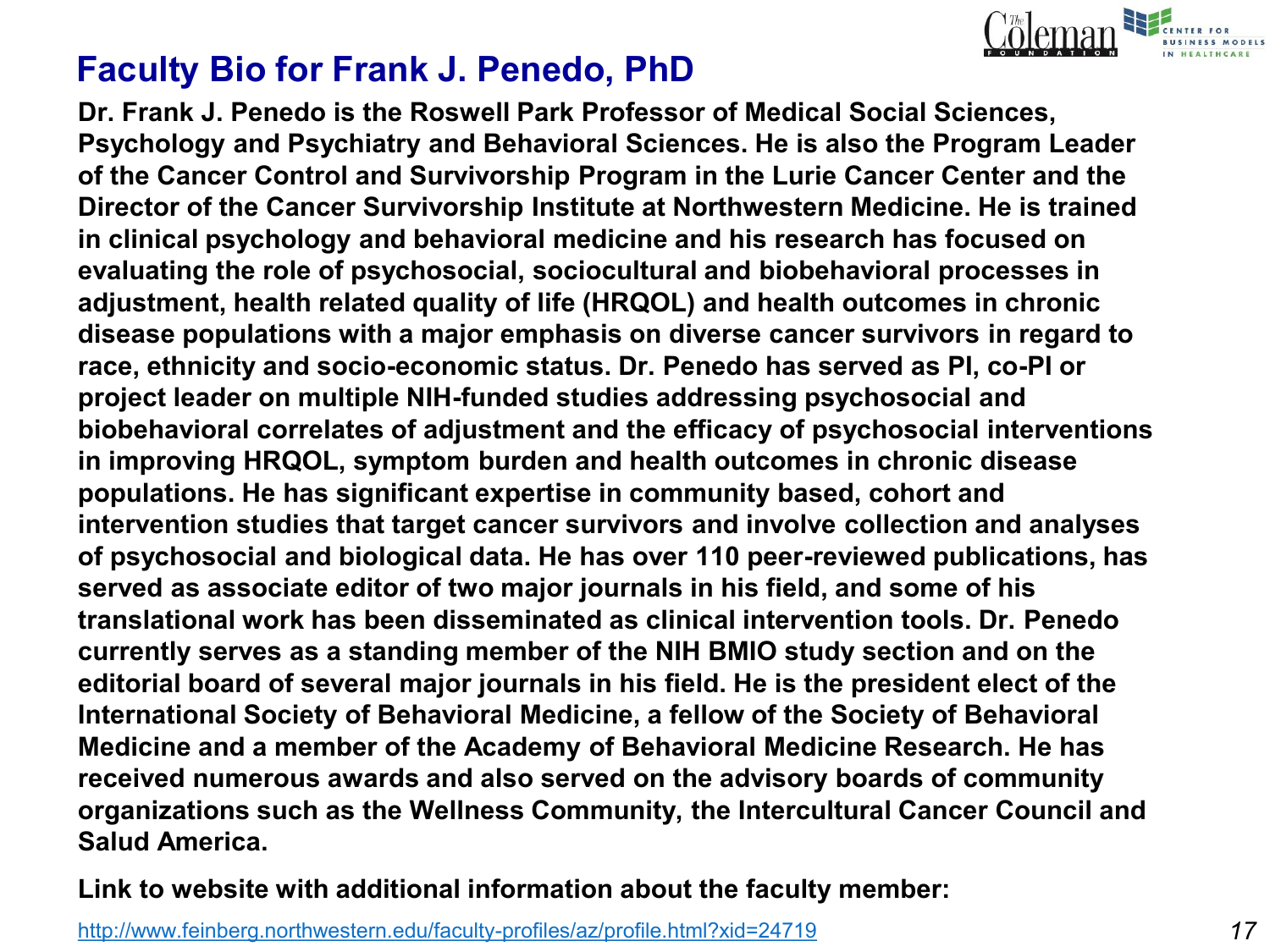# Faculty Bio for Frank J. Penedo, PhD

**Dr. Frank J. Penedo is the Roswell Park Professor of Medical Social Sciences, Psychology and Psychiatry and Behavioral Sciences. He is also the Program Leader of the Cancer Control and Survivorship Program in the Lurie Cancer Center and the Director of the Cancer Survivorship Institute at Northwestern Medicine. He is trained in clinical psychology and behavioral medicine and his research has focused on evaluating the role of psychosocial, sociocultural and biobehavioral processes in adjustment, health related quality of life (HRQOL) and health outcomes in chronic disease populations with a major emphasis on diverse cancer survivors in regard to race, ethnicity and socio-economic status. Dr. Penedo has served as PI, co-PI or project leader on multiple NIH-funded studies addressing psychosocial and biobehavioral correlates of adjustment and the efficacy of psychosocial interventions in improving HRQOL, symptom burden and health outcomes in chronic disease populations. He has significant expertise in community based, cohort and intervention studies that target cancer survivors and involve collection and analyses of psychosocial and biological data. He has over 110 peer-reviewed publications, has served as associate editor of two major journals in his field, and some of his translational work has been disseminated as clinical intervention tools. Dr. Penedo currently serves as a standing member of the NIH BMIO study section and on the editorial board of several major journals in his field. He is the president elect of the International Society of Behavioral Medicine, a fellow of the Society of Behavioral Medicine and a member of the Academy of Behavioral Medicine Research. He has received numerous awards and also served on the advisory boards of community organizations such as the Wellness Community, the Intercultural Cancer Council and Salud America.**

**Link to website with additional information about the faculty member:**

http://www.feinberg.northwestern.edu/faculty-profiles/az/profile.html?xid=24719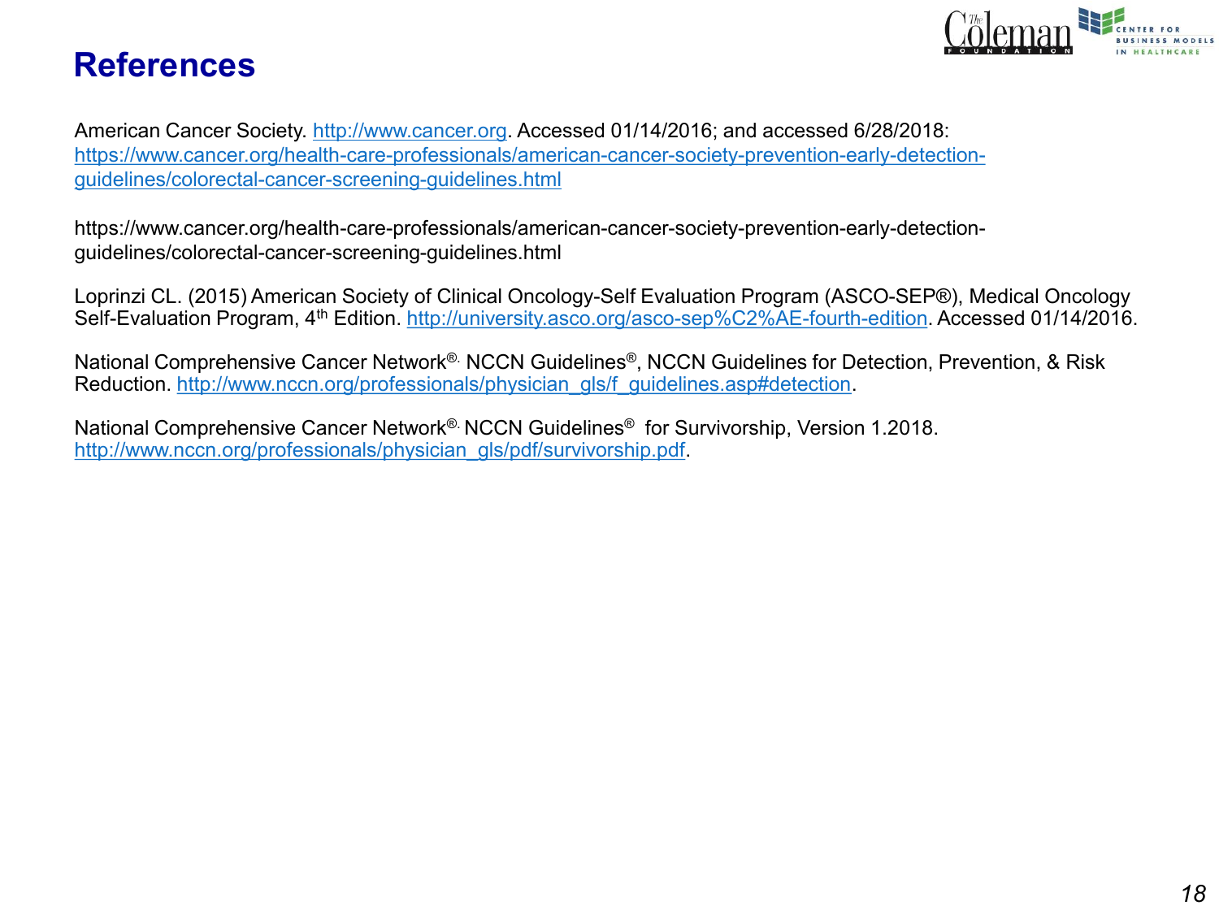# References

American Cancer Society. http://www.cancer.org. Accessed 01/14/2016; and accessed 6/28/2018: https://www.cancer.org/health-care-professionals/american-cancer-society-prevention-early-detection-guidelines/colorectal-cancer-screening-guidelines.html

https://www.cancer.org/health-care-professionals/american-cancer-society-prevention-early-detection-guidelines/colorectal-cancer-screening-guidelines.html

Loprinzi CL. (2015) American Society of Clinical Oncology-Self Evaluation Program (ASCO-SEP®), Medical Oncology Self-Evaluation Program, 4th Edition. http://university.asco.org/asco-sep%C2%AE-fourth-edition. Accessed 01/14/2016.

National Comprehensive Cancer Network®. NCCN Guidelines®, NCCN Guidelines for Detection, Prevention, & Risk Reduction. http://www.nccn.org/professionals/physician_gls/f_guidelines.asp#detection.

National Comprehensive Cancer Network®. NCCN Guidelines® for Survivorship, Version 1.2018. http://www.nccn.org/professionals/physician_gls/pdf/survivorship.pdf.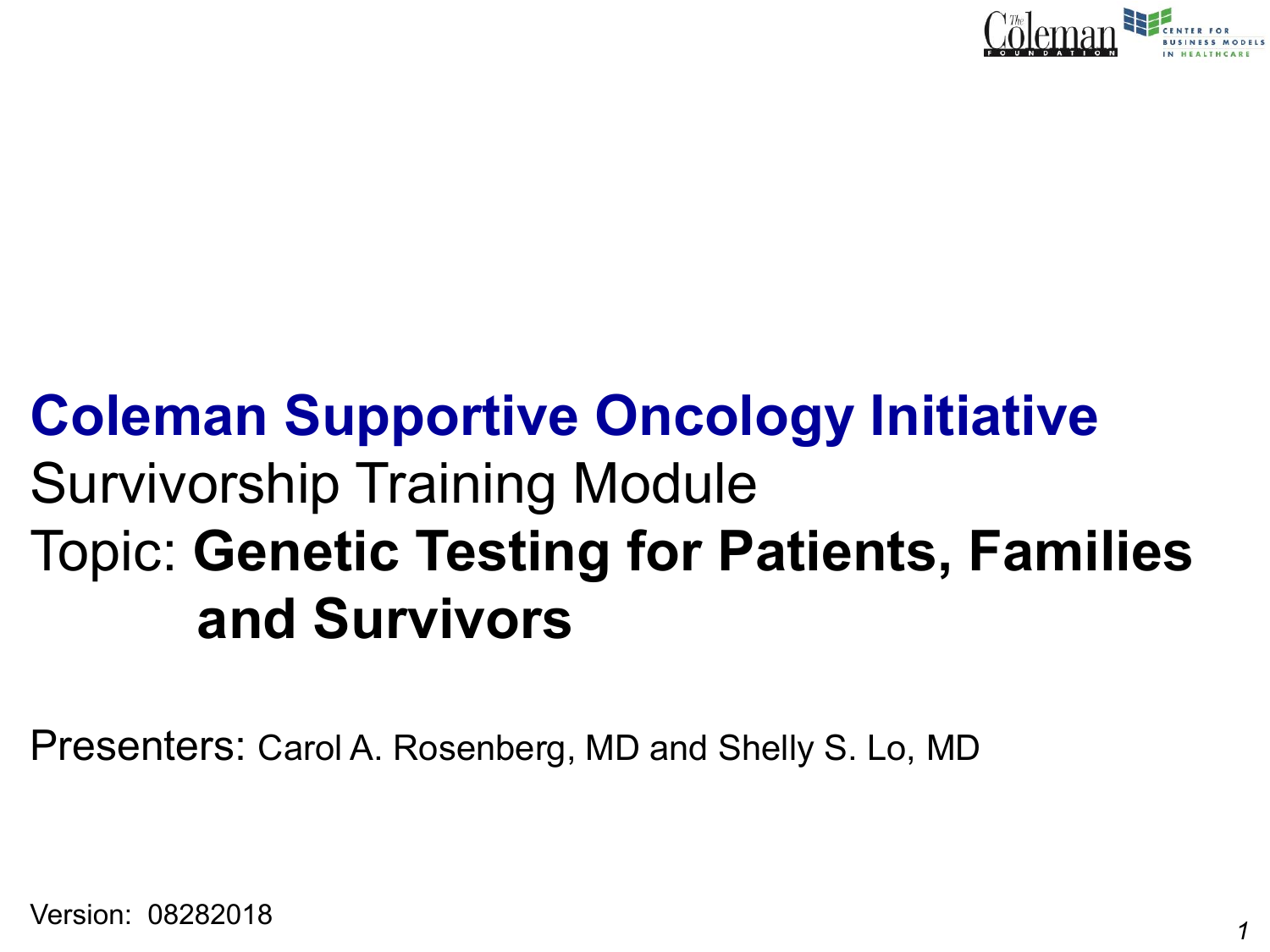# Coleman Supportive Oncology Initiative

Survivorship Training Module

Topic: **Genetic Testing for Patients, Families and Survivors**

Presenters: Carol A. Rosenberg, MD and Shelly S. Lo, MD

Version: 08282018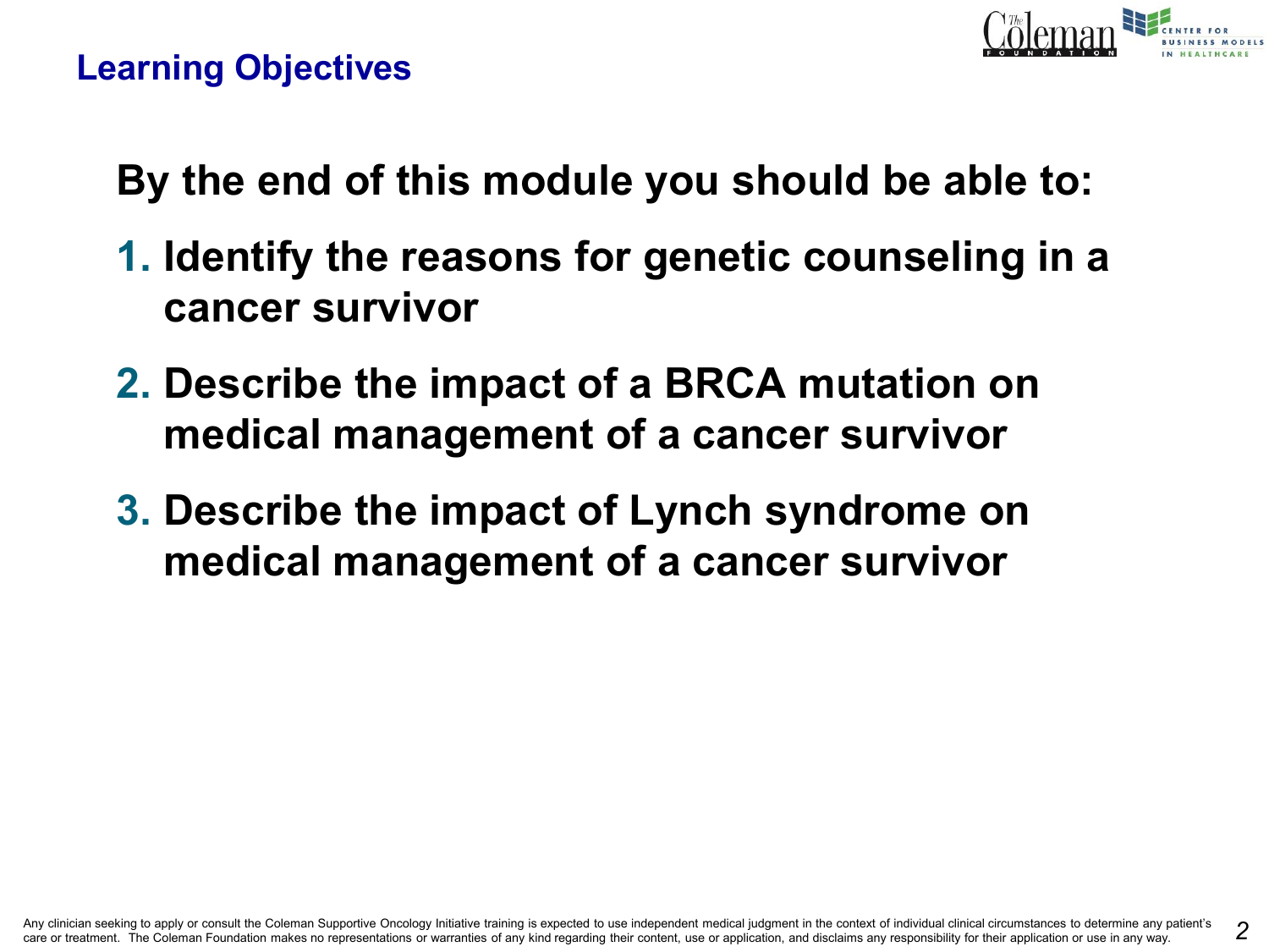## Learning Objectives

**By the end of this module you should be able to:**

1. **Identify the reasons for genetic counseling in a cancer survivor**
2. **Describe the impact of a BRCA mutation on medical management of a cancer survivor**
3. **Describe the impact of Lynch syndrome on medical management of a cancer survivor**

Any clinician seeking to apply or consult the Coleman Supportive Oncology Initiative training is expected to use independent medical judgment in the context of individual clinical circumstances to determine any patient's care or treatment. The Coleman Foundation makes no representations or warranties of any kind regarding their content, use or application, and disclaims any responsibility for their application or use in any way.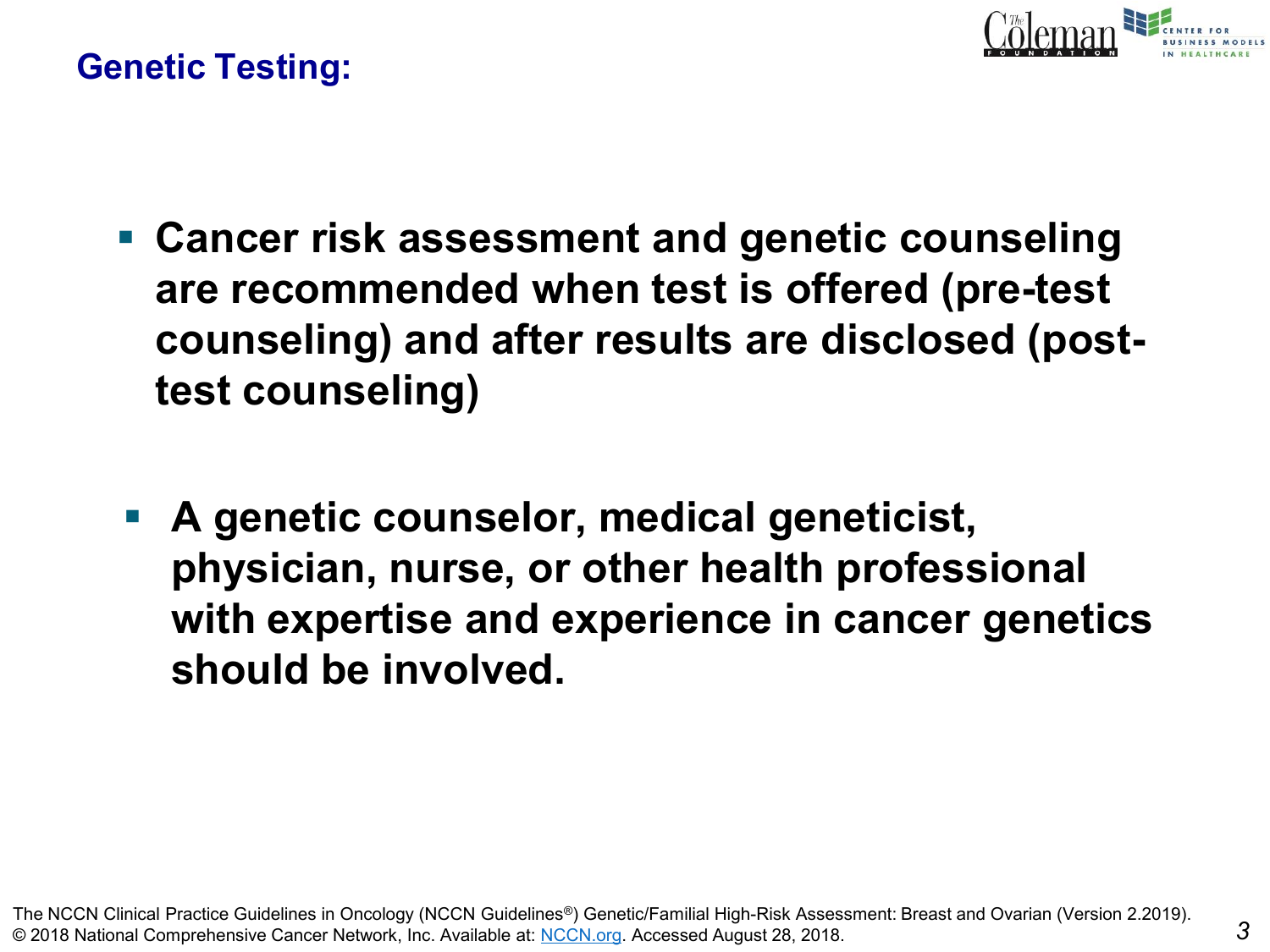# Genetic Testing:

- **Cancer risk assessment and genetic counseling are recommended when test is offered (pre-test counseling) and after results are disclosed (post-test counseling)**

- **A genetic counselor, medical geneticist, physician, nurse, or other health professional with expertise and experience in cancer genetics should be involved.**

The NCCN Clinical Practice Guidelines in Oncology (NCCN Guidelines®) Genetic/Familial High-Risk Assessment: Breast and Ovarian (Version 2.2019). © 2018 National Comprehensive Cancer Network, Inc. Available at: NCCN.org. Accessed August 28, 2018.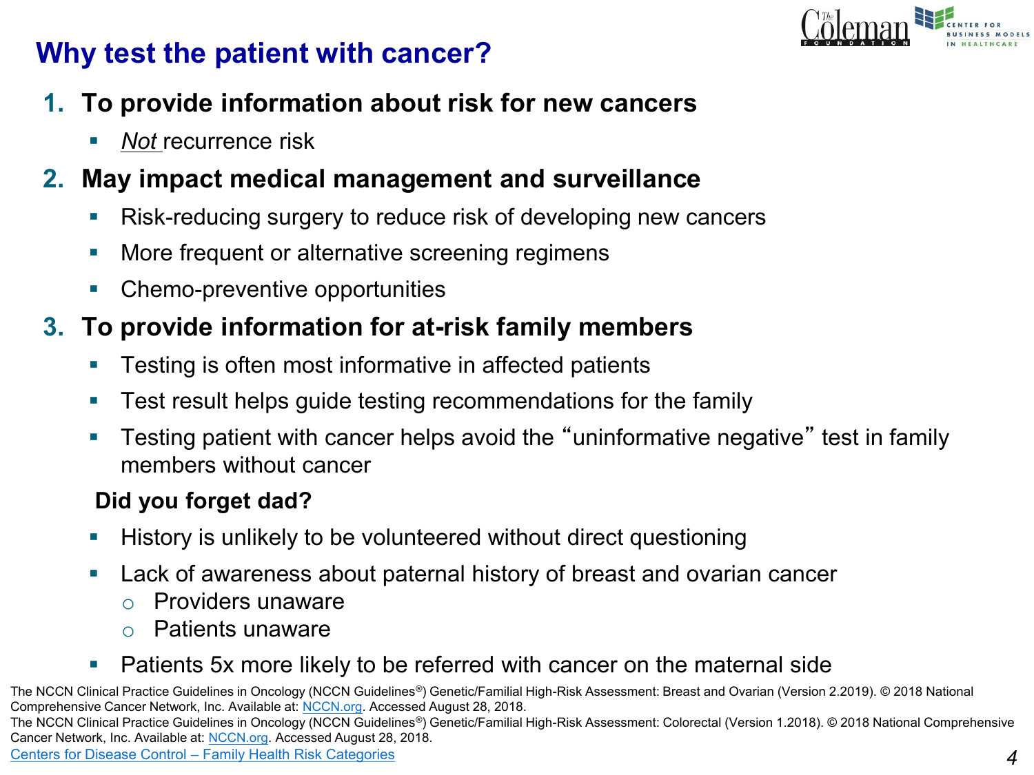# Why test the patient with cancer?

1. **To provide information about risk for new cancers**
   - *Not* recurrence risk
2. **May impact medical management and surveillance**
   - Risk-reducing surgery to reduce risk of developing new cancers
   - More frequent or alternative screening regimens
   - Chemo-preventive opportunities
3. **To provide information for at-risk family members**
   - Testing is often most informative in affected patients
   - Test result helps guide testing recommendations for the family
   - Testing patient with cancer helps avoid the "uninformative negative" test in family members without cancer

**Did you forget dad?**

- History is unlikely to be volunteered without direct questioning
- Lack of awareness about paternal history of breast and ovarian cancer
  - Providers unaware
  - Patients unaware
- Patients 5x more likely to be referred with cancer on the maternal side

The NCCN Clinical Practice Guidelines in Oncology (NCCN Guidelines®) Genetic/Familial High-Risk Assessment: Breast and Ovarian (Version 2.2019). © 2018 National Comprehensive Cancer Network, Inc. Available at: NCCN.org. Accessed August 28, 2018.
The NCCN Clinical Practice Guidelines in Oncology (NCCN Guidelines®) Genetic/Familial High-Risk Assessment: Colorectal (Version 1.2018). © 2018 National Comprehensive Cancer Network, Inc. Available at: NCCN.org. Accessed August 28, 2018.
Centers for Disease Control – Family Health Risk Categories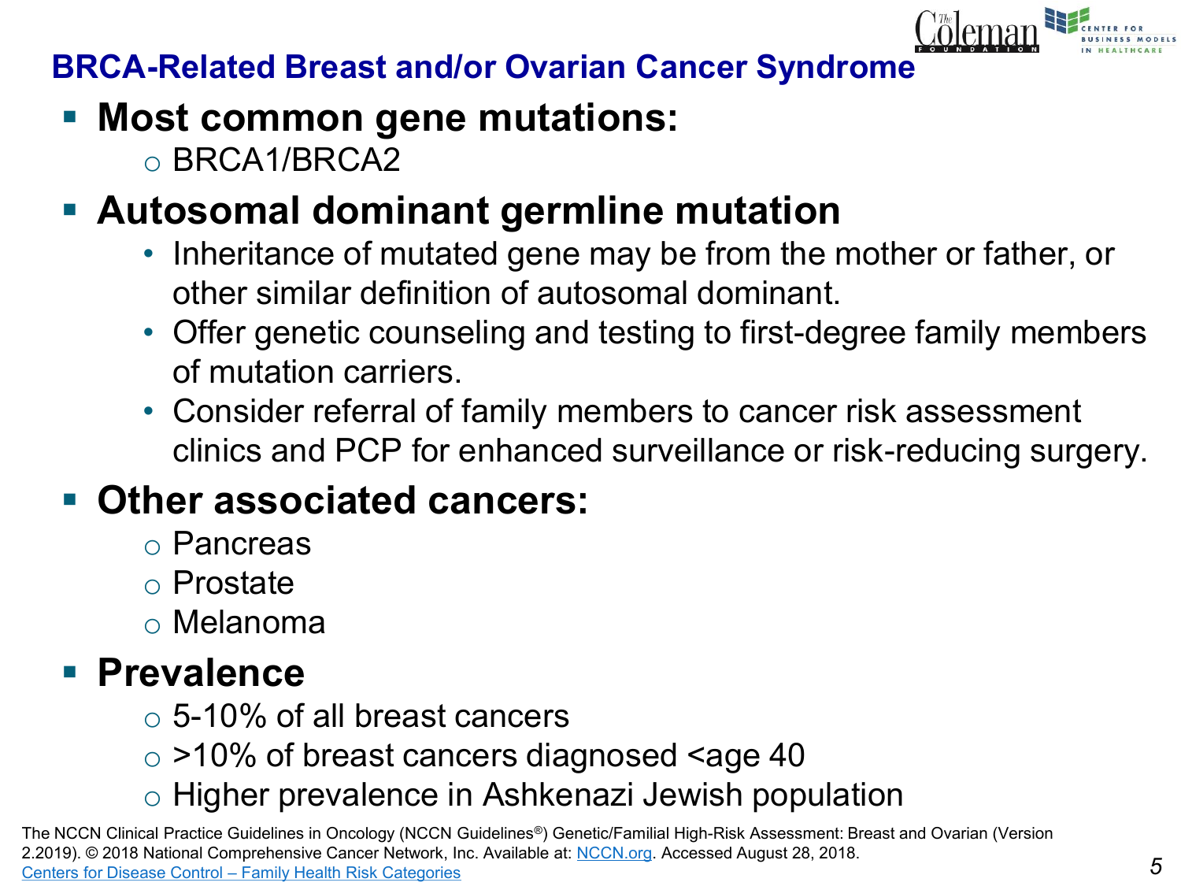# BRCA-Related Breast and/or Ovarian Cancer Syndrome

- **Most common gene mutations:**
  - BRCA1/BRCA2
- **Autosomal dominant germline mutation**
  - Inheritance of mutated gene may be from the mother or father, or other similar definition of autosomal dominant.
  - Offer genetic counseling and testing to first-degree family members of mutation carriers.
  - Consider referral of family members to cancer risk assessment clinics and PCP for enhanced surveillance or risk-reducing surgery.
- **Other associated cancers:**
  - Pancreas
  - Prostate
  - Melanoma
- **Prevalence**
  - 5-10% of all breast cancers
  - >10% of breast cancers diagnosed <age 40
  - Higher prevalence in Ashkenazi Jewish population

The NCCN Clinical Practice Guidelines in Oncology (NCCN Guidelines®) Genetic/Familial High-Risk Assessment: Breast and Ovarian (Version 2.2019). © 2018 National Comprehensive Cancer Network, Inc. Available at: NCCN.org. Accessed August 28, 2018.
Centers for Disease Control – Family Health Risk Categories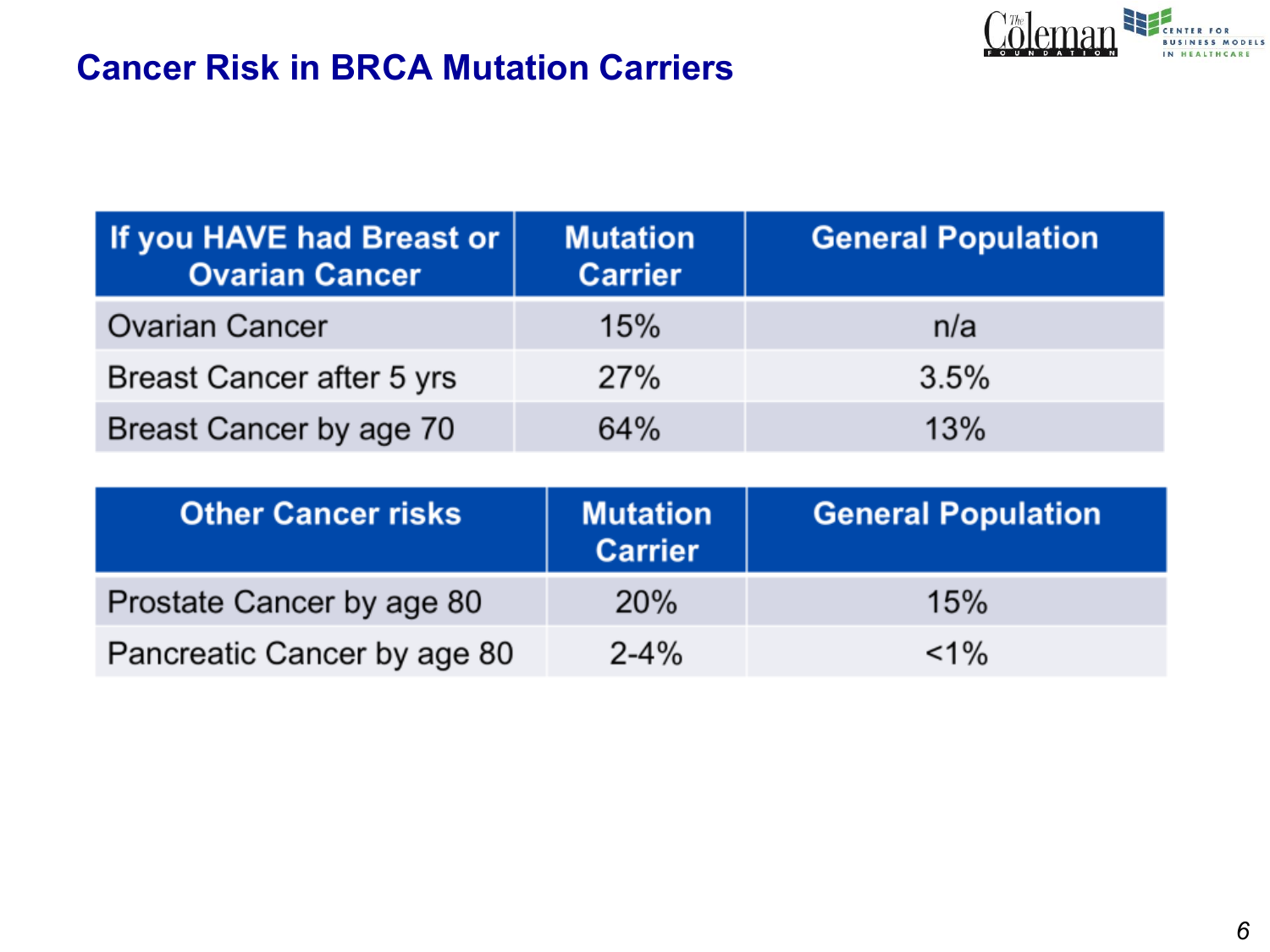# Cancer Risk in BRCA Mutation Carriers

| If you HAVE had Breast or Ovarian Cancer | Mutation Carrier | General Population |
|---|---|---|
| Ovarian Cancer | 15% | n/a |
| Breast Cancer after 5 yrs | 27% | 3.5% |
| Breast Cancer by age 70 | 64% | 13% |

| Other Cancer risks | Mutation Carrier | General Population |
|---|---|---|
| Prostate Cancer by age 80 | 20% | 15% |
| Pancreatic Cancer by age 80 | 2-4% | <1% |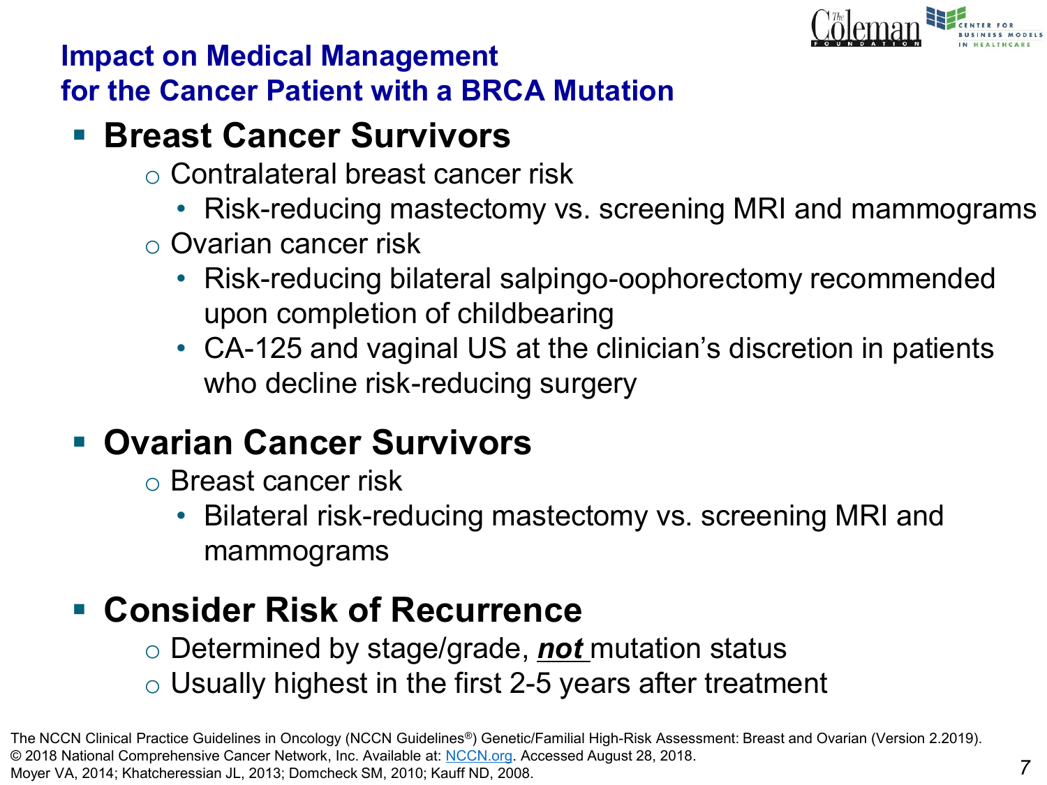# Impact on Medical Management for the Cancer Patient with a BRCA Mutation

- **Breast Cancer Survivors**
  - Contralateral breast cancer risk
    - Risk-reducing mastectomy vs. screening MRI and mammograms
  - Ovarian cancer risk
    - Risk-reducing bilateral salpingo-oophorectomy recommended upon completion of childbearing
    - CA-125 and vaginal US at the clinician's discretion in patients who decline risk-reducing surgery

- **Ovarian Cancer Survivors**
  - Breast cancer risk
    - Bilateral risk-reducing mastectomy vs. screening MRI and mammograms

- **Consider Risk of Recurrence**
  - Determined by stage/grade, ***not*** mutation status
  - Usually highest in the first 2-5 years after treatment

The NCCN Clinical Practice Guidelines in Oncology (NCCN Guidelines®) Genetic/Familial High-Risk Assessment: Breast and Ovarian (Version 2.2019). © 2018 National Comprehensive Cancer Network, Inc. Available at: NCCN.org. Accessed August 28, 2018.
Moyer VA, 2014; Khatcheressian JL, 2013; Domcheck SM, 2010; Kauff ND, 2008.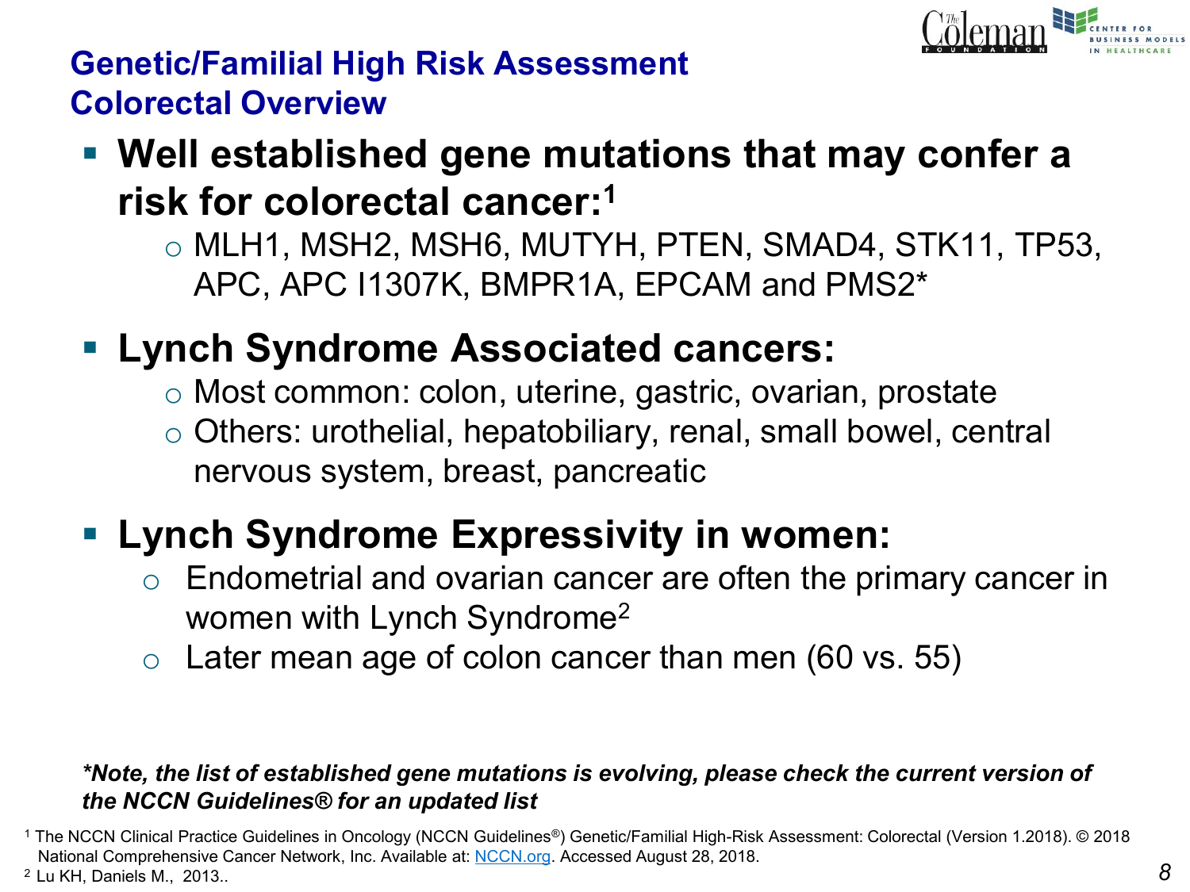## Genetic/Familial High Risk Assessment
## Colorectal Overview

- **Well established gene mutations that may confer a risk for colorectal cancer:**[1]
  - MLH1, MSH2, MSH6, MUTYH, PTEN, SMAD4, STK11, TP53, APC, APC I1307K, BMPR1A, EPCAM and PMS2*
- **Lynch Syndrome Associated cancers:**
  - Most common: colon, uterine, gastric, ovarian, prostate
  - Others: urothelial, hepatobiliary, renal, small bowel, central nervous system, breast, pancreatic
- **Lynch Syndrome Expressivity in women:**
  - Endometrial and ovarian cancer are often the primary cancer in women with Lynch Syndrome[2]
  - Later mean age of colon cancer than men (60 vs. 55)

***Note, the list of established gene mutations is evolving, please check the current version of the NCCN Guidelines® for an updated list***

[1] The NCCN Clinical Practice Guidelines in Oncology (NCCN Guidelines®) Genetic/Familial High-Risk Assessment: Colorectal (Version 1.2018). © 2018 National Comprehensive Cancer Network, Inc. Available at: NCCN.org. Accessed August 28, 2018.

[2] Lu KH, Daniels M., 2013..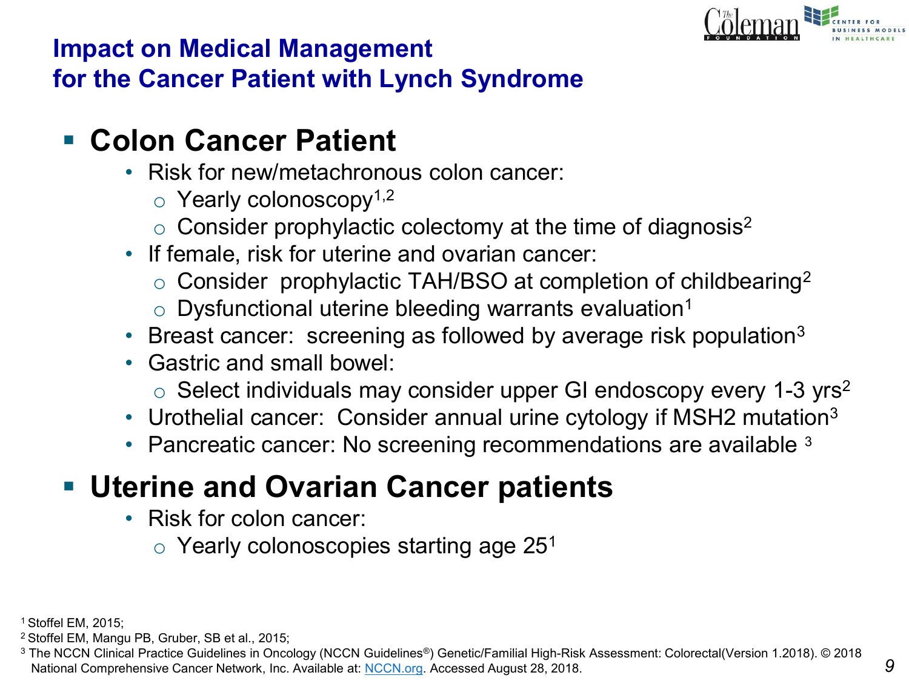## Impact on Medical Management for the Cancer Patient with Lynch Syndrome

- **Colon Cancer Patient**
  - Risk for new/metachronous colon cancer:
    - Yearly colonoscopy[1,2]
    - Consider prophylactic colectomy at the time of diagnosis[2]
  - If female, risk for uterine and ovarian cancer:
    - Consider prophylactic TAH/BSO at completion of childbearing[2]
    - Dysfunctional uterine bleeding warrants evaluation[1]
  - Breast cancer: screening as followed by average risk population[3]
  - Gastric and small bowel:
    - Select individuals may consider upper GI endoscopy every 1-3 yrs[2]
  - Urothelial cancer: Consider annual urine cytology if MSH2 mutation[3]
  - Pancreatic cancer: No screening recommendations are available [3]
- **Uterine and Ovarian Cancer patients**
  - Risk for colon cancer:
    - Yearly colonoscopies starting age 25[1]

[1] Stoffel EM, 2015;
[2] Stoffel EM, Mangu PB, Gruber, SB et al., 2015;
[3] The NCCN Clinical Practice Guidelines in Oncology (NCCN Guidelines®) Genetic/Familial High-Risk Assessment: Colorectal(Version 1.2018). © 2018 National Comprehensive Cancer Network, Inc. Available at: NCCN.org. Accessed August 28, 2018.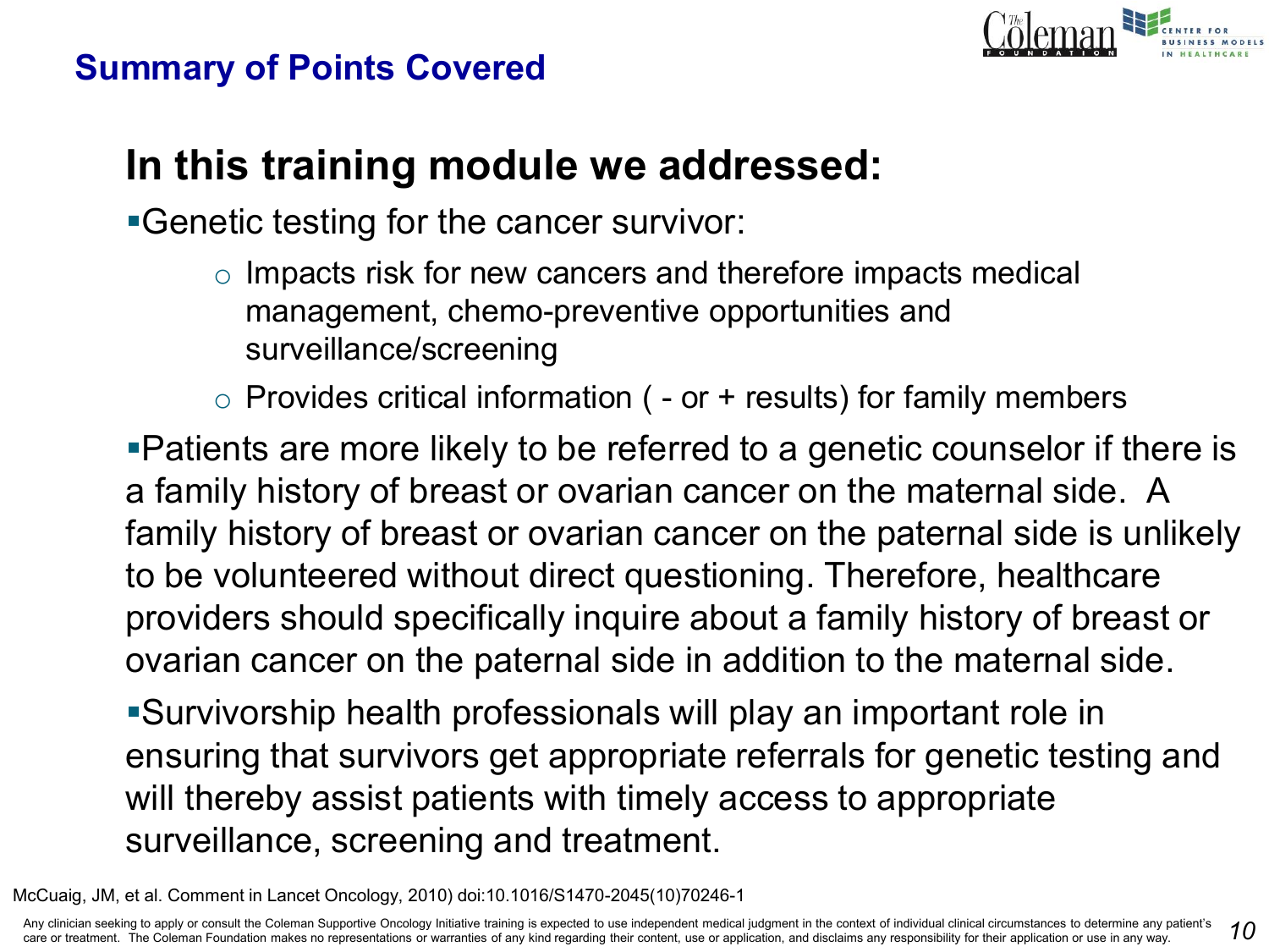## Summary of Points Covered

### In this training module we addressed:

- Genetic testing for the cancer survivor:
  - Impacts risk for new cancers and therefore impacts medical management, chemo-preventive opportunities and surveillance/screening
  - Provides critical information ( - or + results) for family members
- Patients are more likely to be referred to a genetic counselor if there is a family history of breast or ovarian cancer on the maternal side. A family history of breast or ovarian cancer on the paternal side is unlikely to be volunteered without direct questioning. Therefore, healthcare providers should specifically inquire about a family history of breast or ovarian cancer on the paternal side in addition to the maternal side.
- Survivorship health professionals will play an important role in ensuring that survivors get appropriate referrals for genetic testing and will thereby assist patients with timely access to appropriate surveillance, screening and treatment.

McCuaig, JM, et al. Comment in Lancet Oncology, 2010) doi:10.1016/S1470-2045(10)70246-1

Any clinician seeking to apply or consult the Coleman Supportive Oncology Initiative training is expected to use independent medical judgment in the context of individual clinical circumstances to determine any patient's care or treatment. The Coleman Foundation makes no representations or warranties of any kind regarding their content, use or application, and disclaims any responsibility for their application or use in any way.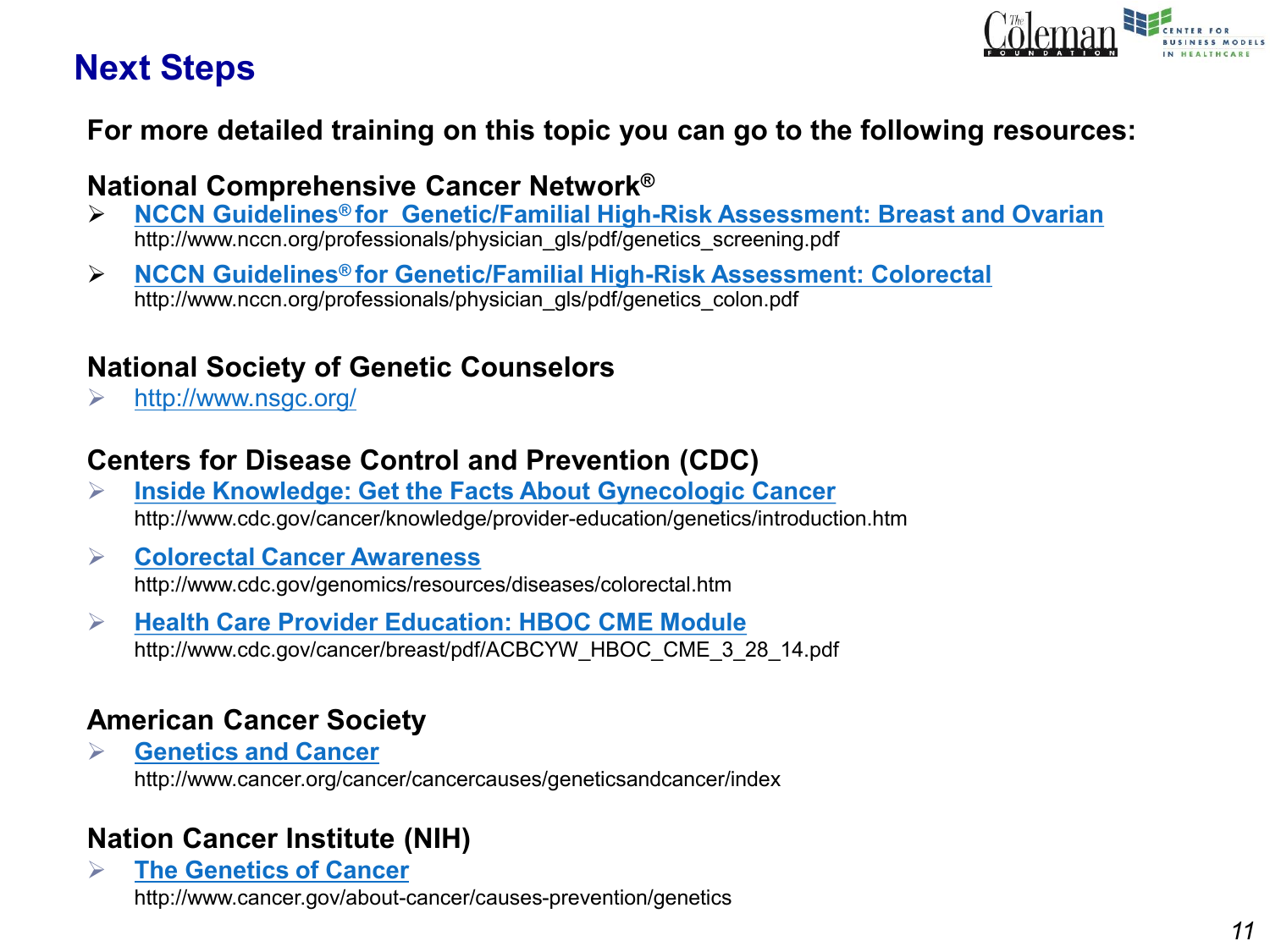# Next Steps

**For more detailed training on this topic you can go to the following resources:**

### National Comprehensive Cancer Network®

- **NCCN Guidelines® for Genetic/Familial High-Risk Assessment: Breast and Ovarian**
  http://www.nccn.org/professionals/physician_gls/pdf/genetics_screening.pdf
- **NCCN Guidelines® for Genetic/Familial High-Risk Assessment: Colorectal**
  http://www.nccn.org/professionals/physician_gls/pdf/genetics_colon.pdf

### National Society of Genetic Counselors

- http://www.nsgc.org/

### Centers for Disease Control and Prevention (CDC)

- **Inside Knowledge: Get the Facts About Gynecologic Cancer**
  http://www.cdc.gov/cancer/knowledge/provider-education/genetics/introduction.htm
- **Colorectal Cancer Awareness**
  http://www.cdc.gov/genomics/resources/diseases/colorectal.htm
- **Health Care Provider Education: HBOC CME Module**
  http://www.cdc.gov/cancer/breast/pdf/ACBCYW_HBOC_CME_3_28_14.pdf

### American Cancer Society

- **Genetics and Cancer**
  http://www.cancer.org/cancer/cancercauses/geneticsandcancer/index

### Nation Cancer Institute (NIH)

- **The Genetics of Cancer**
  http://www.cancer.gov/about-cancer/causes-prevention/genetics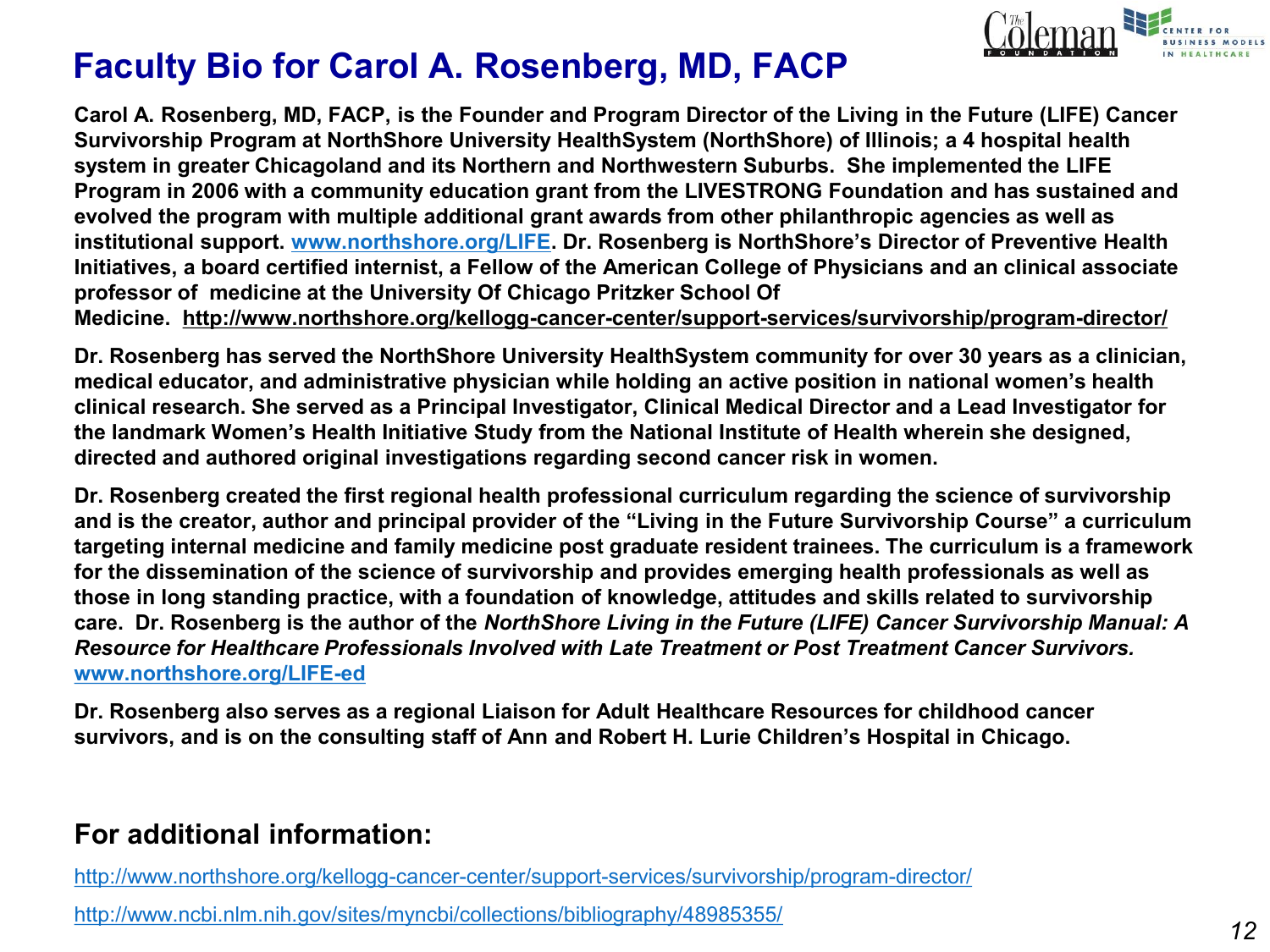# Faculty Bio for Carol A. Rosenberg, MD, FACP

**Carol A. Rosenberg, MD, FACP, is the Founder and Program Director of the Living in the Future (LIFE) Cancer Survivorship Program at NorthShore University HealthSystem (NorthShore) of Illinois; a 4 hospital health system in greater Chicagoland and its Northern and Northwestern Suburbs. She implemented the LIFE Program in 2006 with a community education grant from the LIVESTRONG Foundation and has sustained and evolved the program with multiple additional grant awards from other philanthropic agencies as well as institutional support. www.northshore.org/LIFE. Dr. Rosenberg is NorthShore's Director of Preventive Health Initiatives, a board certified internist, a Fellow of the American College of Physicians and an clinical associate professor of medicine at the University Of Chicago Pritzker School Of Medicine. http://www.northshore.org/kellogg-cancer-center/support-services/survivorship/program-director/**

**Dr. Rosenberg has served the NorthShore University HealthSystem community for over 30 years as a clinician, medical educator, and administrative physician while holding an active position in national women's health clinical research. She served as a Principal Investigator, Clinical Medical Director and a Lead Investigator for the landmark Women's Health Initiative Study from the National Institute of Health wherein she designed, directed and authored original investigations regarding second cancer risk in women.**

**Dr. Rosenberg created the first regional health professional curriculum regarding the science of survivorship and is the creator, author and principal provider of the "Living in the Future Survivorship Course" a curriculum targeting internal medicine and family medicine post graduate resident trainees. The curriculum is a framework for the dissemination of the science of survivorship and provides emerging health professionals as well as those in long standing practice, with a foundation of knowledge, attitudes and skills related to survivorship care. Dr. Rosenberg is the author of the *NorthShore Living in the Future (LIFE) Cancer Survivorship Manual: A Resource for Healthcare Professionals Involved with Late Treatment or Post Treatment Cancer Survivors.* www.northshore.org/LIFE-ed**

**Dr. Rosenberg also serves as a regional Liaison for Adult Healthcare Resources for childhood cancer survivors, and is on the consulting staff of Ann and Robert H. Lurie Children's Hospital in Chicago.**

## For additional information:

http://www.northshore.org/kellogg-cancer-center/support-services/survivorship/program-director/

http://www.ncbi.nlm.nih.gov/sites/myncbi/collections/bibliography/48985355/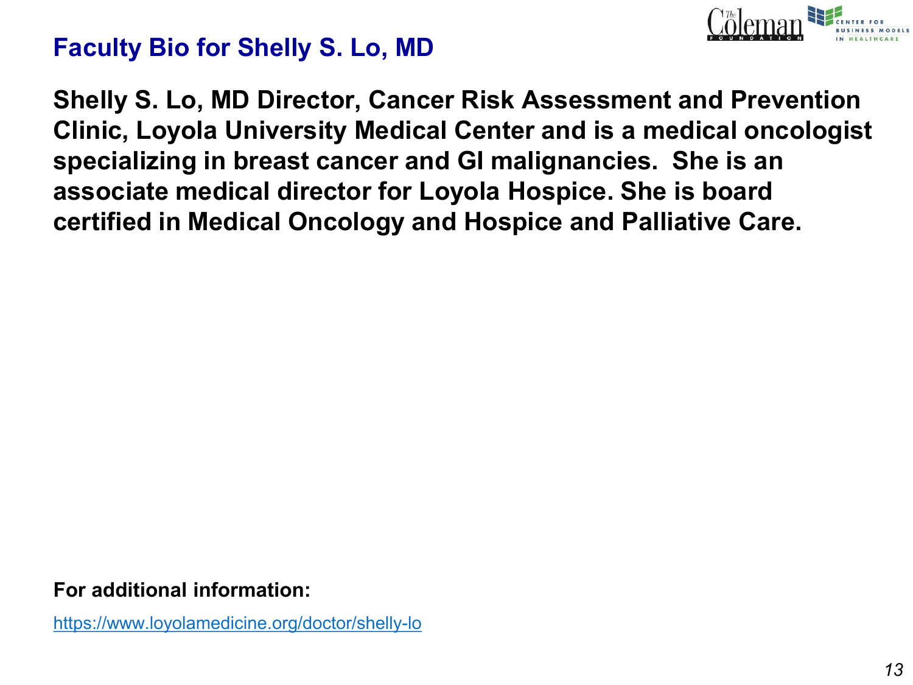# Faculty Bio for Shelly S. Lo, MD

**Shelly S. Lo, MD Director, Cancer Risk Assessment and Prevention Clinic, Loyola University Medical Center and is a medical oncologist specializing in breast cancer and GI malignancies. She is an associate medical director for Loyola Hospice. She is board certified in Medical Oncology and Hospice and Palliative Care.**

**For additional information:**

https://www.loyolamedicine.org/doctor/shelly-lo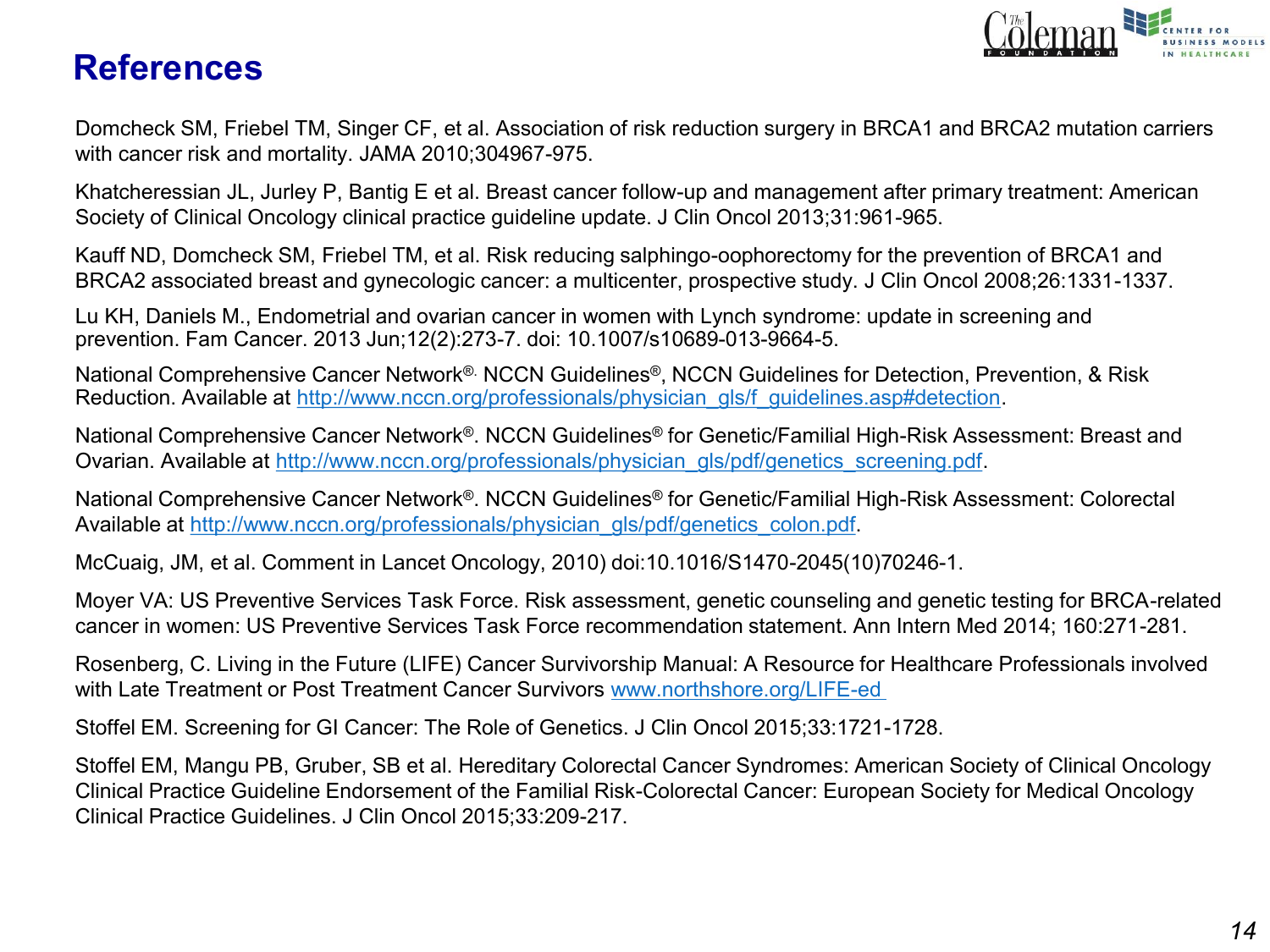# References

Domcheck SM, Friebel TM, Singer CF, et al. Association of risk reduction surgery in BRCA1 and BRCA2 mutation carriers with cancer risk and mortality. JAMA 2010;304967-975.

Khatcheressian JL, Jurley P, Bantig E et al. Breast cancer follow-up and management after primary treatment: American Society of Clinical Oncology clinical practice guideline update. J Clin Oncol 2013;31:961-965.

Kauff ND, Domcheck SM, Friebel TM, et al. Risk reducing salphingo-oophorectomy for the prevention of BRCA1 and BRCA2 associated breast and gynecologic cancer: a multicenter, prospective study. J Clin Oncol 2008;26:1331-1337.

Lu KH, Daniels M., Endometrial and ovarian cancer in women with Lynch syndrome: update in screening and prevention. Fam Cancer. 2013 Jun;12(2):273-7. doi: 10.1007/s10689-013-9664-5.

National Comprehensive Cancer Network®. NCCN Guidelines®, NCCN Guidelines for Detection, Prevention, & Risk Reduction. Available at http://www.nccn.org/professionals/physician_gls/f_guidelines.asp#detection.

National Comprehensive Cancer Network®. NCCN Guidelines® for Genetic/Familial High-Risk Assessment: Breast and Ovarian. Available at http://www.nccn.org/professionals/physician_gls/pdf/genetics_screening.pdf.

National Comprehensive Cancer Network®. NCCN Guidelines® for Genetic/Familial High-Risk Assessment: Colorectal Available at http://www.nccn.org/professionals/physician_gls/pdf/genetics_colon.pdf.

McCuaig, JM, et al. Comment in Lancet Oncology, 2010) doi:10.1016/S1470-2045(10)70246-1.

Moyer VA: US Preventive Services Task Force. Risk assessment, genetic counseling and genetic testing for BRCA-related cancer in women: US Preventive Services Task Force recommendation statement. Ann Intern Med 2014; 160:271-281.

Rosenberg, C. Living in the Future (LIFE) Cancer Survivorship Manual: A Resource for Healthcare Professionals involved with Late Treatment or Post Treatment Cancer Survivors www.northshore.org/LIFE-ed

Stoffel EM. Screening for GI Cancer: The Role of Genetics. J Clin Oncol 2015;33:1721-1728.

Stoffel EM, Mangu PB, Gruber, SB et al. Hereditary Colorectal Cancer Syndromes: American Society of Clinical Oncology Clinical Practice Guideline Endorsement of the Familial Risk-Colorectal Cancer: European Society for Medical Oncology Clinical Practice Guidelines. J Clin Oncol 2015;33:209-217.